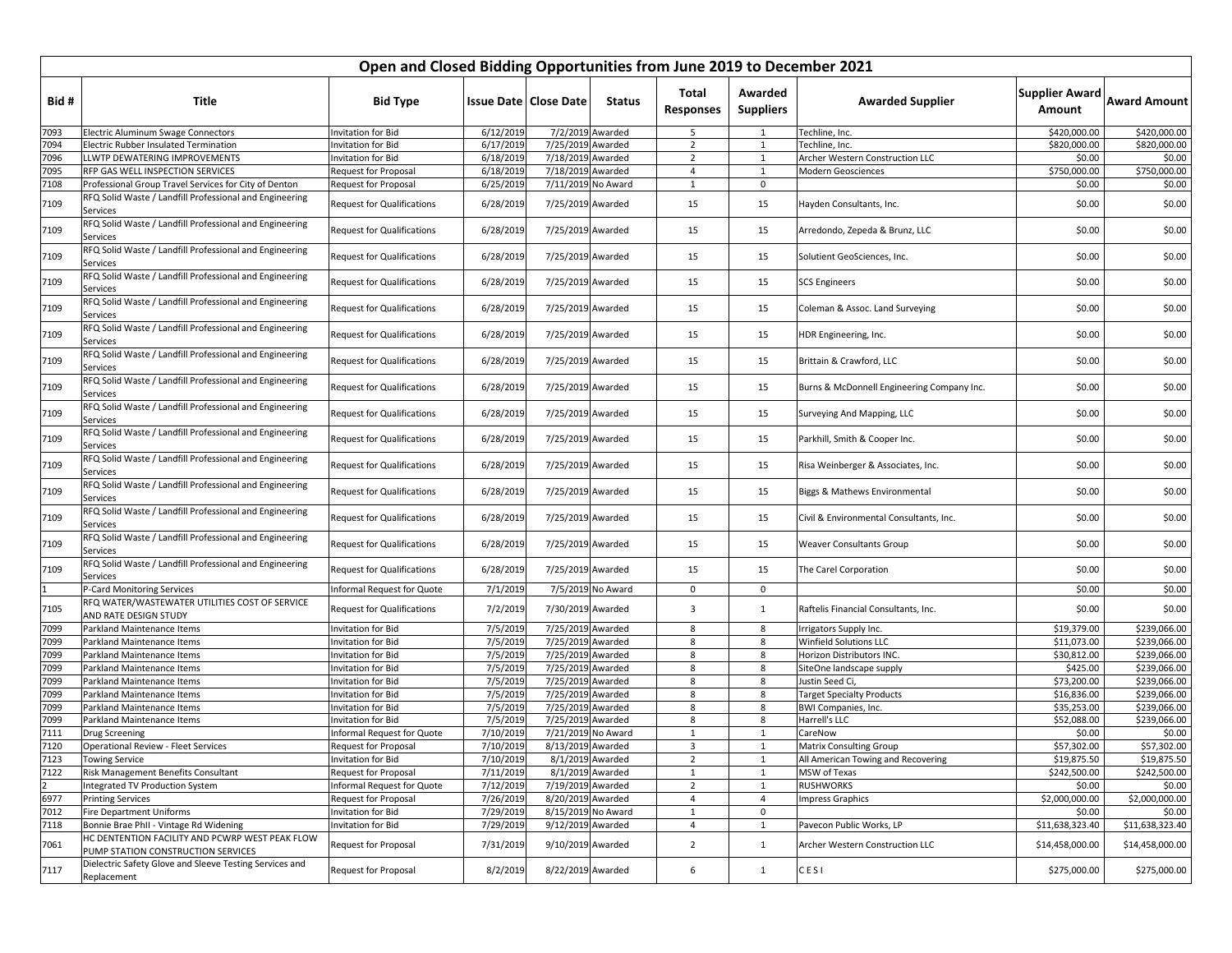# Open and Closed Bidding Opportunities from June 2019 to December 2021

| Bid # | Title | Bid Type | Issue Date | Close Date | Status | Total Responses | Awarded Suppliers | Awarded Supplier | Supplier Award Amount | Award Amount |
|---|---|---|---|---|---|---|---|---|---|---|
| 7093 | Electric Aluminum Swage Connectors | Invitation for Bid | 6/12/2019 | 7/2/2019 | Awarded | 5 | 1 | Techline, Inc. | $420,000.00 | $420,000.00 |
| 7094 | Electric Rubber Insulated Termination | Invitation for Bid | 6/17/2019 | 7/25/2019 | Awarded | 2 | 1 | Techline, Inc. | $820,000.00 | $820,000.00 |
| 7096 | LLWTP DEWATERING IMPROVEMENTS | Invitation for Bid | 6/18/2019 | 7/18/2019 | Awarded | 2 | 1 | Archer Western Construction LLC | $0.00 | $0.00 |
| 7095 | RFP GAS WELL INSPECTION SERVICES | Request for Proposal | 6/18/2019 | 7/18/2019 | Awarded | 4 | 1 | Modern Geosciences | $750,000.00 | $750,000.00 |
| 7108 | Professional Group Travel Services for City of Denton | Request for Proposal | 6/25/2019 | 7/11/2019 | No Award | 1 | 0 | | $0.00 | $0.00 |
| 7109 | RFQ Solid Waste / Landfill Professional and Engineering Services | Request for Qualifications | 6/28/2019 | 7/25/2019 | Awarded | 15 | 15 | Hayden Consultants, Inc. | $0.00 | $0.00 |
| 7109 | RFQ Solid Waste / Landfill Professional and Engineering Services | Request for Qualifications | 6/28/2019 | 7/25/2019 | Awarded | 15 | 15 | Arredondo, Zepeda & Brunz, LLC | $0.00 | $0.00 |
| 7109 | RFQ Solid Waste / Landfill Professional and Engineering Services | Request for Qualifications | 6/28/2019 | 7/25/2019 | Awarded | 15 | 15 | Solutient GeoSciences, Inc. | $0.00 | $0.00 |
| 7109 | RFQ Solid Waste / Landfill Professional and Engineering Services | Request for Qualifications | 6/28/2019 | 7/25/2019 | Awarded | 15 | 15 | SCS Engineers | $0.00 | $0.00 |
| 7109 | RFQ Solid Waste / Landfill Professional and Engineering Services | Request for Qualifications | 6/28/2019 | 7/25/2019 | Awarded | 15 | 15 | Coleman & Assoc. Land Surveying | $0.00 | $0.00 |
| 7109 | RFQ Solid Waste / Landfill Professional and Engineering Services | Request for Qualifications | 6/28/2019 | 7/25/2019 | Awarded | 15 | 15 | HDR Engineering, Inc. | $0.00 | $0.00 |
| 7109 | RFQ Solid Waste / Landfill Professional and Engineering Services | Request for Qualifications | 6/28/2019 | 7/25/2019 | Awarded | 15 | 15 | Brittain & Crawford, LLC | $0.00 | $0.00 |
| 7109 | RFQ Solid Waste / Landfill Professional and Engineering Services | Request for Qualifications | 6/28/2019 | 7/25/2019 | Awarded | 15 | 15 | Burns & McDonnell Engineering Company Inc. | $0.00 | $0.00 |
| 7109 | RFQ Solid Waste / Landfill Professional and Engineering Services | Request for Qualifications | 6/28/2019 | 7/25/2019 | Awarded | 15 | 15 | Surveying And Mapping, LLC | $0.00 | $0.00 |
| 7109 | RFQ Solid Waste / Landfill Professional and Engineering Services | Request for Qualifications | 6/28/2019 | 7/25/2019 | Awarded | 15 | 15 | Parkhill, Smith & Cooper Inc. | $0.00 | $0.00 |
| 7109 | RFQ Solid Waste / Landfill Professional and Engineering Services | Request for Qualifications | 6/28/2019 | 7/25/2019 | Awarded | 15 | 15 | Risa Weinberger & Associates, Inc. | $0.00 | $0.00 |
| 7109 | RFQ Solid Waste / Landfill Professional and Engineering Services | Request for Qualifications | 6/28/2019 | 7/25/2019 | Awarded | 15 | 15 | Biggs & Mathews Environmental | $0.00 | $0.00 |
| 7109 | RFQ Solid Waste / Landfill Professional and Engineering Services | Request for Qualifications | 6/28/2019 | 7/25/2019 | Awarded | 15 | 15 | Civil & Environmental Consultants, Inc. | $0.00 | $0.00 |
| 7109 | RFQ Solid Waste / Landfill Professional and Engineering Services | Request for Qualifications | 6/28/2019 | 7/25/2019 | Awarded | 15 | 15 | Weaver Consultants Group | $0.00 | $0.00 |
| 7109 | RFQ Solid Waste / Landfill Professional and Engineering Services | Request for Qualifications | 6/28/2019 | 7/25/2019 | Awarded | 15 | 15 | The Carel Corporation | $0.00 | $0.00 |
| 1 | P-Card Monitoring Services | Informal Request for Quote | 7/1/2019 | 7/5/2019 | No Award | 0 | 0 | | $0.00 | $0.00 |
| 7105 | RFQ WATER/WASTEWATER UTILITIES COST OF SERVICE AND RATE DESIGN STUDY | Request for Qualifications | 7/2/2019 | 7/30/2019 | Awarded | 3 | 1 | Raftelis Financial Consultants, Inc. | $0.00 | $0.00 |
| 7099 | Parkland Maintenance Items | Invitation for Bid | 7/5/2019 | 7/25/2019 | Awarded | 8 | 8 | Irrigators Supply Inc. | $19,379.00 | $239,066.00 |
| 7099 | Parkland Maintenance Items | Invitation for Bid | 7/5/2019 | 7/25/2019 | Awarded | 8 | 8 | Winfield Solutions LLC | $11,073.00 | $239,066.00 |
| 7099 | Parkland Maintenance Items | Invitation for Bid | 7/5/2019 | 7/25/2019 | Awarded | 8 | 8 | Horizon Distributors INC. | $30,812.00 | $239,066.00 |
| 7099 | Parkland Maintenance Items | Invitation for Bid | 7/5/2019 | 7/25/2019 | Awarded | 8 | 8 | SiteOne landscape supply | $425.00 | $239,066.00 |
| 7099 | Parkland Maintenance Items | Invitation for Bid | 7/5/2019 | 7/25/2019 | Awarded | 8 | 8 | Justin Seed Ci, | $73,200.00 | $239,066.00 |
| 7099 | Parkland Maintenance Items | Invitation for Bid | 7/5/2019 | 7/25/2019 | Awarded | 8 | 8 | Target Specialty Products | $16,836.00 | $239,066.00 |
| 7099 | Parkland Maintenance Items | Invitation for Bid | 7/5/2019 | 7/25/2019 | Awarded | 8 | 8 | BWI Companies, Inc. | $35,253.00 | $239,066.00 |
| 7099 | Parkland Maintenance Items | Invitation for Bid | 7/5/2019 | 7/25/2019 | Awarded | 8 | 8 | Harrell's LLC | $52,088.00 | $239,066.00 |
| 7111 | Drug Screening | Informal Request for Quote | 7/10/2019 | 7/21/2019 | No Award | 1 | 1 | CareNow | $0.00 | $0.00 |
| 7120 | Operational Review - Fleet Services | Request for Proposal | 7/10/2019 | 8/13/2019 | Awarded | 3 | 1 | Matrix Consulting Group | $57,302.00 | $57,302.00 |
| 7123 | Towing Service | Invitation for Bid | 7/10/2019 | 8/1/2019 | Awarded | 2 | 1 | All American Towing and Recovering | $19,875.50 | $19,875.50 |
| 7122 | Risk Management Benefits Consultant | Request for Proposal | 7/11/2019 | 8/1/2019 | Awarded | 1 | 1 | MSW of Texas | $242,500.00 | $242,500.00 |
| 2 | Integrated TV Production System | Informal Request for Quote | 7/12/2019 | 7/19/2019 | Awarded | 2 | 1 | RUSHWORKS | $0.00 | $0.00 |
| 6977 | Printing Services | Request for Proposal | 7/26/2019 | 8/20/2019 | Awarded | 4 | 4 | Impress Graphics | $2,000,000.00 | $2,000,000.00 |
| 7012 | Fire Department Uniforms | Invitation for Bid | 7/29/2019 | 8/15/2019 | No Award | 1 | 0 | | $0.00 | $0.00 |
| 7118 | Bonnie Brae PhII - Vintage Rd Widening | Invitation for Bid | 7/29/2019 | 9/12/2019 | Awarded | 4 | 1 | Pavecon Public Works, LP | $11,638,323.40 | $11,638,323.40 |
| 7061 | HC DENTENTION FACILITY AND PCWRP WEST PEAK FLOW PUMP STATION CONSTRUCTION SERVICES | Request for Proposal | 7/31/2019 | 9/10/2019 | Awarded | 2 | 1 | Archer Western Construction LLC | $14,458,000.00 | $14,458,000.00 |
| 7117 | Dielectric Safety Glove and Sleeve Testing Services and Replacement | Request for Proposal | 8/2/2019 | 8/22/2019 | Awarded | 6 | 1 | C E S I | $275,000.00 | $275,000.00 |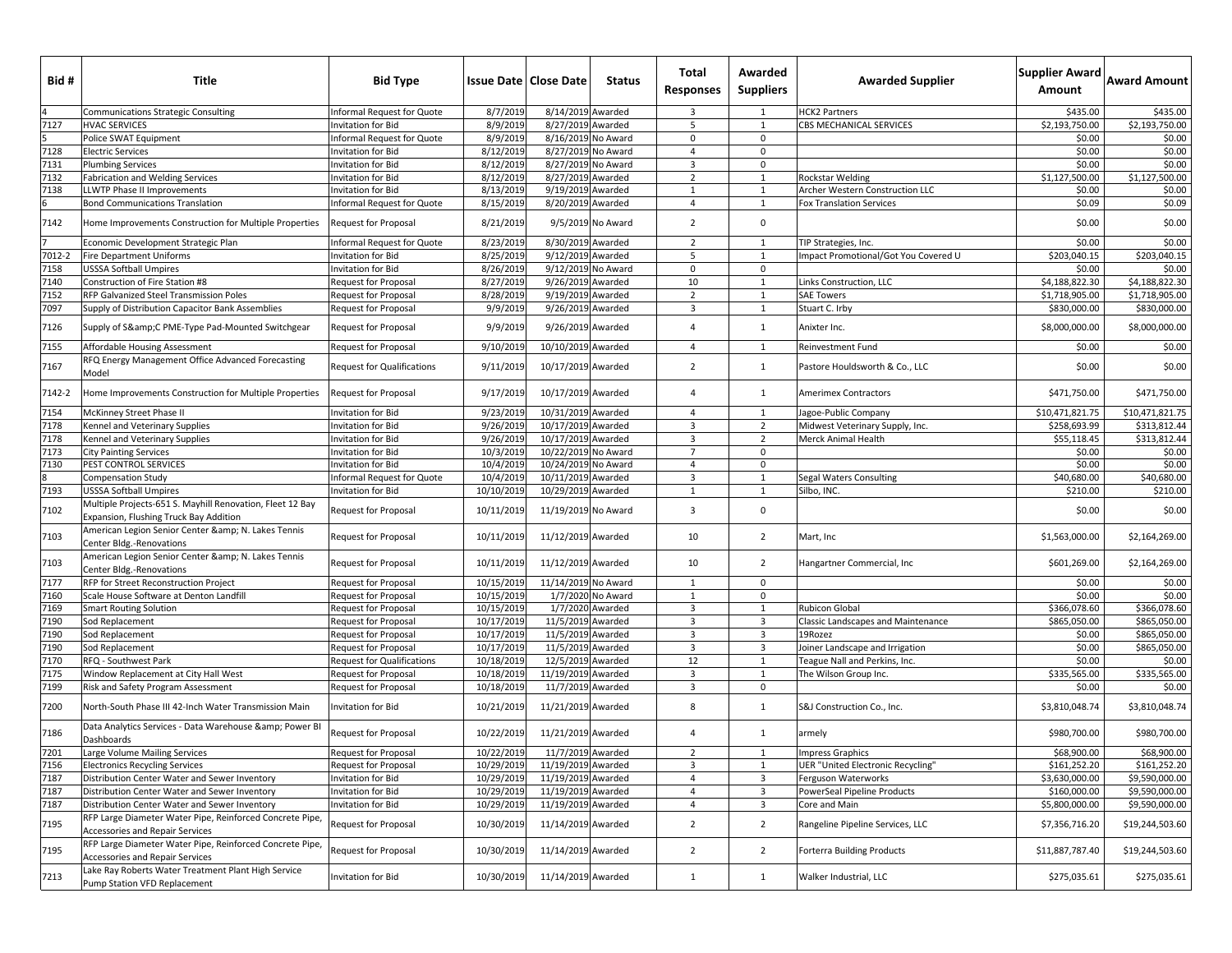| Bid # | Title | Bid Type | Issue Date | Close Date | Status | Total Responses | Awarded Suppliers | Awarded Supplier | Supplier Award Amount | Award Amount |
|---|---|---|---|---|---|---|---|---|---|---|
| 4 | Communications Strategic Consulting | Informal Request for Quote | 8/7/2019 | 8/14/2019 | Awarded | 3 | 1 | HCK2 Partners | $435.00 | $435.00 |
| 7127 | HVAC SERVICES | Invitation for Bid | 8/9/2019 | 8/27/2019 | Awarded | 5 | 1 | CBS MECHANICAL SERVICES | $2,193,750.00 | $2,193,750.00 |
| 5 | Police SWAT Equipment | Informal Request for Quote | 8/9/2019 | 8/16/2019 | No Award | 0 | 0 | | $0.00 | $0.00 |
| 7128 | Electric Services | Invitation for Bid | 8/12/2019 | 8/27/2019 | No Award | 4 | 0 | | $0.00 | $0.00 |
| 7131 | Plumbing Services | Invitation for Bid | 8/12/2019 | 8/27/2019 | No Award | 3 | 0 | | $0.00 | $0.00 |
| 7132 | Fabrication and Welding Services | Invitation for Bid | 8/12/2019 | 8/27/2019 | Awarded | 2 | 1 | Rockstar Welding | $1,127,500.00 | $1,127,500.00 |
| 7138 | LLWTP Phase II Improvements | Invitation for Bid | 8/13/2019 | 9/19/2019 | Awarded | 1 | 1 | Archer Western Construction LLC | $0.00 | $0.00 |
| 6 | Bond Communications Translation | Informal Request for Quote | 8/15/2019 | 8/20/2019 | Awarded | 4 | 1 | Fox Translation Services | $0.09 | $0.09 |
| 7142 | Home Improvements Construction for Multiple Properties | Request for Proposal | 8/21/2019 | 9/5/2019 | No Award | 2 | 0 | | $0.00 | $0.00 |
| 7 | Economic Development Strategic Plan | Informal Request for Quote | 8/23/2019 | 8/30/2019 | Awarded | 2 | 1 | TIP Strategies, Inc. | $0.00 | $0.00 |
| 7012-2 | Fire Department Uniforms | Invitation for Bid | 8/25/2019 | 9/12/2019 | Awarded | 5 | 1 | Impact Promotional/Got You Covered U | $203,040.15 | $203,040.15 |
| 7158 | USSSA Softball Umpires | Invitation for Bid | 8/26/2019 | 9/12/2019 | No Award | 0 | 0 | | $0.00 | $0.00 |
| 7140 | Construction of Fire Station #8 | Request for Proposal | 8/27/2019 | 9/26/2019 | Awarded | 10 | 1 | Links Construction, LLC | $4,188,822.30 | $4,188,822.30 |
| 7152 | RFP Galvanized Steel Transmission Poles | Request for Proposal | 8/28/2019 | 9/19/2019 | Awarded | 2 | 1 | SAE Towers | $1,718,905.00 | $1,718,905.00 |
| 7097 | Supply of Distribution Capacitor Bank Assemblies | Request for Proposal | 9/9/2019 | 9/26/2019 | Awarded | 3 | 1 | Stuart C. Irby | $830,000.00 | $830,000.00 |
| 7126 | Supply of S&amp;C PME-Type Pad-Mounted Switchgear | Request for Proposal | 9/9/2019 | 9/26/2019 | Awarded | 4 | 1 | Anixter Inc. | $8,000,000.00 | $8,000,000.00 |
| 7155 | Affordable Housing Assessment | Request for Proposal | 9/10/2019 | 10/10/2019 | Awarded | 4 | 1 | Reinvestment Fund | $0.00 | $0.00 |
| 7167 | RFQ Energy Management Office Advanced Forecasting Model | Request for Qualifications | 9/11/2019 | 10/17/2019 | Awarded | 2 | 1 | Pastore Houldsworth & Co., LLC | $0.00 | $0.00 |
| 7142-2 | Home Improvements Construction for Multiple Properties | Request for Proposal | 9/17/2019 | 10/17/2019 | Awarded | 4 | 1 | Amerimex Contractors | $471,750.00 | $471,750.00 |
| 7154 | McKinney Street Phase II | Invitation for Bid | 9/23/2019 | 10/31/2019 | Awarded | 4 | 1 | Jagoe-Public Company | $10,471,821.75 | $10,471,821.75 |
| 7178 | Kennel and Veterinary Supplies | Invitation for Bid | 9/26/2019 | 10/17/2019 | Awarded | 3 | 2 | Midwest Veterinary Supply, Inc. | $258,693.99 | $313,812.44 |
| 7178 | Kennel and Veterinary Supplies | Invitation for Bid | 9/26/2019 | 10/17/2019 | Awarded | 3 | 2 | Merck Animal Health | $55,118.45 | $313,812.44 |
| 7173 | City Painting Services | Invitation for Bid | 10/3/2019 | 10/22/2019 | No Award | 7 | 0 | | $0.00 | $0.00 |
| 7130 | PEST CONTROL SERVICES | Invitation for Bid | 10/4/2019 | 10/24/2019 | No Award | 4 | 0 | | $0.00 | $0.00 |
| 8 | Compensation Study | Informal Request for Quote | 10/4/2019 | 10/11/2019 | Awarded | 3 | 1 | Segal Waters Consulting | $40,680.00 | $40,680.00 |
| 7193 | USSSA Softball Umpires | Invitation for Bid | 10/10/2019 | 10/29/2019 | Awarded | 1 | 1 | Silbo, INC. | $210.00 | $210.00 |
| 7102 | Multiple Projects-651 S. Mayhill Renovation, Fleet 12 Bay Expansion, Flushing Truck Bay Addition | Request for Proposal | 10/11/2019 | 11/19/2019 | No Award | 3 | 0 | | $0.00 | $0.00 |
| 7103 | American Legion Senior Center &amp; N. Lakes Tennis Center Bldg.-Renovations | Request for Proposal | 10/11/2019 | 11/12/2019 | Awarded | 10 | 2 | Mart, Inc | $1,563,000.00 | $2,164,269.00 |
| 7103 | American Legion Senior Center &amp; N. Lakes Tennis Center Bldg.-Renovations | Request for Proposal | 10/11/2019 | 11/12/2019 | Awarded | 10 | 2 | Hangartner Commercial, Inc | $601,269.00 | $2,164,269.00 |
| 7177 | RFP for Street Reconstruction Project | Request for Proposal | 10/15/2019 | 11/14/2019 | No Award | 1 | 0 | | $0.00 | $0.00 |
| 7160 | Scale House Software at Denton Landfill | Request for Proposal | 10/15/2019 | 1/7/2020 | No Award | 1 | 0 | | $0.00 | $0.00 |
| 7169 | Smart Routing Solution | Request for Proposal | 10/15/2019 | 1/7/2020 | Awarded | 3 | 1 | Rubicon Global | $366,078.60 | $366,078.60 |
| 7190 | Sod Replacement | Request for Proposal | 10/17/2019 | 11/5/2019 | Awarded | 3 | 3 | Classic Landscapes and Maintenance | $865,050.00 | $865,050.00 |
| 7190 | Sod Replacement | Request for Proposal | 10/17/2019 | 11/5/2019 | Awarded | 3 | 3 | 19Rozez | $0.00 | $865,050.00 |
| 7190 | Sod Replacement | Request for Proposal | 10/17/2019 | 11/5/2019 | Awarded | 3 | 3 | Joiner Landscape and Irrigation | $0.00 | $865,050.00 |
| 7170 | RFQ - Southwest Park | Request for Qualifications | 10/18/2019 | 12/5/2019 | Awarded | 12 | 1 | Teague Nall and Perkins, Inc. | $0.00 | $0.00 |
| 7175 | Window Replacement at City Hall West | Request for Proposal | 10/18/2019 | 11/19/2019 | Awarded | 3 | 1 | The Wilson Group Inc. | $335,565.00 | $335,565.00 |
| 7199 | Risk and Safety Program Assessment | Request for Proposal | 10/18/2019 | 11/7/2019 | Awarded | 3 | 0 | | $0.00 | $0.00 |
| 7200 | North-South Phase III 42-Inch Water Transmission Main | Invitation for Bid | 10/21/2019 | 11/21/2019 | Awarded | 8 | 1 | S&J Construction Co., Inc. | $3,810,048.74 | $3,810,048.74 |
| 7186 | Data Analytics Services - Data Warehouse &amp; Power BI Dashboards | Request for Proposal | 10/22/2019 | 11/21/2019 | Awarded | 4 | 1 | armely | $980,700.00 | $980,700.00 |
| 7201 | Large Volume Mailing Services | Request for Proposal | 10/22/2019 | 11/7/2019 | Awarded | 2 | 1 | Impress Graphics | $68,900.00 | $68,900.00 |
| 7156 | Electronics Recycling Services | Request for Proposal | 10/29/2019 | 11/19/2019 | Awarded | 3 | 1 | UER "United Electronic Recycling" | $161,252.20 | $161,252.20 |
| 7187 | Distribution Center Water and Sewer Inventory | Invitation for Bid | 10/29/2019 | 11/19/2019 | Awarded | 4 | 3 | Ferguson Waterworks | $3,630,000.00 | $9,590,000.00 |
| 7187 | Distribution Center Water and Sewer Inventory | Invitation for Bid | 10/29/2019 | 11/19/2019 | Awarded | 4 | 3 | PowerSeal Pipeline Products | $160,000.00 | $9,590,000.00 |
| 7187 | Distribution Center Water and Sewer Inventory | Invitation for Bid | 10/29/2019 | 11/19/2019 | Awarded | 4 | 3 | Core and Main | $5,800,000.00 | $9,590,000.00 |
| 7195 | RFP Large Diameter Water Pipe, Reinforced Concrete Pipe, Accessories and Repair Services | Request for Proposal | 10/30/2019 | 11/14/2019 | Awarded | 2 | 2 | Rangeline Pipeline Services, LLC | $7,356,716.20 | $19,244,503.60 |
| 7195 | RFP Large Diameter Water Pipe, Reinforced Concrete Pipe, Accessories and Repair Services | Request for Proposal | 10/30/2019 | 11/14/2019 | Awarded | 2 | 2 | Forterra Building Products | $11,887,787.40 | $19,244,503.60 |
| 7213 | Lake Ray Roberts Water Treatment Plant High Service Pump Station VFD Replacement | Invitation for Bid | 10/30/2019 | 11/14/2019 | Awarded | 1 | 1 | Walker Industrial, LLC | $275,035.61 | $275,035.61 |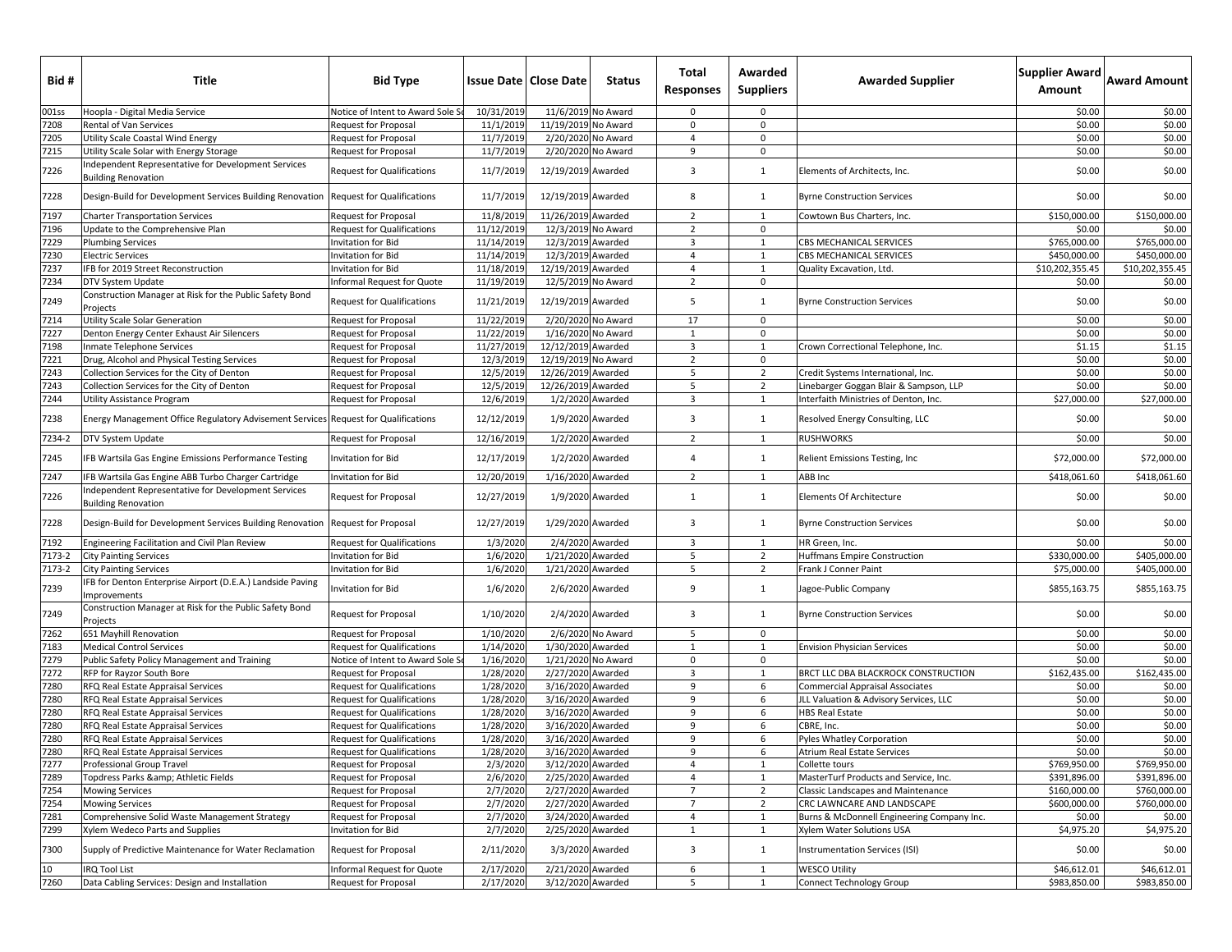| Bid # | Title | Bid Type | Issue Date | Close Date | Status | Total Responses | Awarded Suppliers | Awarded Supplier | Supplier Award Amount | Award Amount |
|---|---|---|---|---|---|---|---|---|---|---|
| 001ss | Hoopla - Digital Media Service | Notice of Intent to Award Sole So | 10/31/2019 | 11/6/2019 | No Award | 0 | 0 | | $0.00 | $0.00 |
| 7208 | Rental of Van Services | Request for Proposal | 11/1/2019 | 11/19/2019 | No Award | 0 | 0 | | $0.00 | $0.00 |
| 7205 | Utility Scale Coastal Wind Energy | Request for Proposal | 11/7/2019 | 2/20/2020 | No Award | 4 | 0 | | $0.00 | $0.00 |
| 7215 | Utility Scale Solar with Energy Storage | Request for Proposal | 11/7/2019 | 2/20/2020 | No Award | 9 | 0 | | $0.00 | $0.00 |
| 7226 | Independent Representative for Development Services Building Renovation | Request for Qualifications | 11/7/2019 | 12/19/2019 | Awarded | 3 | 1 | Elements of Architects, Inc. | $0.00 | $0.00 |
| 7228 | Design-Build for Development Services Building Renovation | Request for Qualifications | 11/7/2019 | 12/19/2019 | Awarded | 8 | 1 | Byrne Construction Services | $0.00 | $0.00 |
| 7197 | Charter Transportation Services | Request for Proposal | 11/8/2019 | 11/26/2019 | Awarded | 2 | 1 | Cowtown Bus Charters, Inc. | $150,000.00 | $150,000.00 |
| 7196 | Update to the Comprehensive Plan | Request for Qualifications | 11/12/2019 | 12/3/2019 | No Award | 2 | 0 | | $0.00 | $0.00 |
| 7229 | Plumbing Services | Invitation for Bid | 11/14/2019 | 12/3/2019 | Awarded | 3 | 1 | CBS MECHANICAL SERVICES | $765,000.00 | $765,000.00 |
| 7230 | Electric Services | Invitation for Bid | 11/14/2019 | 12/3/2019 | Awarded | 4 | 1 | CBS MECHANICAL SERVICES | $450,000.00 | $450,000.00 |
| 7237 | IFB for 2019 Street Reconstruction | Invitation for Bid | 11/18/2019 | 12/19/2019 | Awarded | 4 | 1 | Quality Excavation, Ltd. | $10,202,355.45 | $10,202,355.45 |
| 7234 | DTV System Update | Informal Request for Quote | 11/19/2019 | 12/5/2019 | No Award | 2 | 0 | | $0.00 | $0.00 |
| 7249 | Construction Manager at Risk for the Public Safety Bond Projects | Request for Qualifications | 11/21/2019 | 12/19/2019 | Awarded | 5 | 1 | Byrne Construction Services | $0.00 | $0.00 |
| 7214 | Utility Scale Solar Generation | Request for Proposal | 11/22/2019 | 2/20/2020 | No Award | 17 | 0 | | $0.00 | $0.00 |
| 7227 | Denton Energy Center Exhaust Air Silencers | Request for Proposal | 11/22/2019 | 1/16/2020 | No Award | 1 | 0 | | $0.00 | $0.00 |
| 7198 | Inmate Telephone Services | Request for Proposal | 11/27/2019 | 12/12/2019 | Awarded | 3 | 1 | Crown Correctional Telephone, Inc. | $1.15 | $1.15 |
| 7221 | Drug, Alcohol and Physical Testing Services | Request for Proposal | 12/3/2019 | 12/19/2019 | No Award | 2 | 0 | | $0.00 | $0.00 |
| 7243 | Collection Services for the City of Denton | Request for Proposal | 12/5/2019 | 12/26/2019 | Awarded | 5 | 2 | Credit Systems International, Inc. | $0.00 | $0.00 |
| 7243 | Collection Services for the City of Denton | Request for Proposal | 12/5/2019 | 12/26/2019 | Awarded | 5 | 2 | Linebarger Goggan Blair & Sampson, LLP | $0.00 | $0.00 |
| 7244 | Utility Assistance Program | Request for Proposal | 12/6/2019 | 1/2/2020 | Awarded | 3 | 1 | Interfaith Ministries of Denton, Inc. | $27,000.00 | $27,000.00 |
| 7238 | Energy Management Office Regulatory Advisement Services | Request for Qualifications | 12/12/2019 | 1/9/2020 | Awarded | 3 | 1 | Resolved Energy Consulting, LLC | $0.00 | $0.00 |
| 7234-2 | DTV System Update | Request for Proposal | 12/16/2019 | 1/2/2020 | Awarded | 2 | 1 | RUSHWORKS | $0.00 | $0.00 |
| 7245 | IFB Wartsila Gas Engine Emissions Performance Testing | Invitation for Bid | 12/17/2019 | 1/2/2020 | Awarded | 4 | 1 | Relient Emissions Testing, Inc | $72,000.00 | $72,000.00 |
| 7247 | IFB Wartsila Gas Engine ABB Turbo Charger Cartridge | Invitation for Bid | 12/20/2019 | 1/16/2020 | Awarded | 2 | 1 | ABB Inc | $418,061.60 | $418,061.60 |
| 7226 | Independent Representative for Development Services Building Renovation | Request for Proposal | 12/27/2019 | 1/9/2020 | Awarded | 1 | 1 | Elements Of Architecture | $0.00 | $0.00 |
| 7228 | Design-Build for Development Services Building Renovation | Request for Proposal | 12/27/2019 | 1/29/2020 | Awarded | 3 | 1 | Byrne Construction Services | $0.00 | $0.00 |
| 7192 | Engineering Facilitation and Civil Plan Review | Request for Qualifications | 1/3/2020 | 2/4/2020 | Awarded | 3 | 1 | HR Green, Inc. | $0.00 | $0.00 |
| 7173-2 | City Painting Services | Invitation for Bid | 1/6/2020 | 1/21/2020 | Awarded | 5 | 2 | Huffmans Empire Construction | $330,000.00 | $405,000.00 |
| 7173-2 | City Painting Services | Invitation for Bid | 1/6/2020 | 1/21/2020 | Awarded | 5 | 2 | Frank J Conner Paint | $75,000.00 | $405,000.00 |
| 7239 | IFB for Denton Enterprise Airport (D.E.A.) Landside Paving Improvements | Invitation for Bid | 1/6/2020 | 2/6/2020 | Awarded | 9 | 1 | Jagoe-Public Company | $855,163.75 | $855,163.75 |
| 7249 | Construction Manager at Risk for the Public Safety Bond Projects | Request for Proposal | 1/10/2020 | 2/4/2020 | Awarded | 3 | 1 | Byrne Construction Services | $0.00 | $0.00 |
| 7262 | 651 Mayhill Renovation | Request for Proposal | 1/10/2020 | 2/6/2020 | No Award | 5 | 0 | | $0.00 | $0.00 |
| 7183 | Medical Control Services | Request for Qualifications | 1/14/2020 | 1/30/2020 | Awarded | 1 | 1 | Envision Physician Services | $0.00 | $0.00 |
| 7279 | Public Safety Policy Management and Training | Notice of Intent to Award Sole So | 1/16/2020 | 1/21/2020 | No Award | 0 | 0 | | $0.00 | $0.00 |
| 7272 | RFP for Rayzor South Bore | Request for Proposal | 1/28/2020 | 2/27/2020 | Awarded | 3 | 1 | BRCT LLC DBA BLACKROCK CONSTRUCTION | $162,435.00 | $162,435.00 |
| 7280 | RFQ Real Estate Appraisal Services | Request for Qualifications | 1/28/2020 | 3/16/2020 | Awarded | 9 | 6 | Commercial Appraisal Associates | $0.00 | $0.00 |
| 7280 | RFQ Real Estate Appraisal Services | Request for Qualifications | 1/28/2020 | 3/16/2020 | Awarded | 9 | 6 | JLL Valuation & Advisory Services, LLC | $0.00 | $0.00 |
| 7280 | RFQ Real Estate Appraisal Services | Request for Qualifications | 1/28/2020 | 3/16/2020 | Awarded | 9 | 6 | HBS Real Estate | $0.00 | $0.00 |
| 7280 | RFQ Real Estate Appraisal Services | Request for Qualifications | 1/28/2020 | 3/16/2020 | Awarded | 9 | 6 | CBRE, Inc. | $0.00 | $0.00 |
| 7280 | RFQ Real Estate Appraisal Services | Request for Qualifications | 1/28/2020 | 3/16/2020 | Awarded | 9 | 6 | Pyles Whatley Corporation | $0.00 | $0.00 |
| 7280 | RFQ Real Estate Appraisal Services | Request for Qualifications | 1/28/2020 | 3/16/2020 | Awarded | 9 | 6 | Atrium Real Estate Services | $0.00 | $0.00 |
| 7277 | Professional Group Travel | Request for Proposal | 2/3/2020 | 3/12/2020 | Awarded | 4 | 1 | Collette tours | $769,950.00 | $769,950.00 |
| 7289 | Topdress Parks &amp; Athletic Fields | Request for Proposal | 2/6/2020 | 2/25/2020 | Awarded | 4 | 1 | MasterTurf Products and Service, Inc. | $391,896.00 | $391,896.00 |
| 7254 | Mowing Services | Request for Proposal | 2/7/2020 | 2/27/2020 | Awarded | 7 | 2 | Classic Landscapes and Maintenance | $160,000.00 | $760,000.00 |
| 7254 | Mowing Services | Request for Proposal | 2/7/2020 | 2/27/2020 | Awarded | 7 | 2 | CRC LAWNCARE AND LANDSCAPE | $600,000.00 | $760,000.00 |
| 7281 | Comprehensive Solid Waste Management Strategy | Request for Proposal | 2/7/2020 | 3/24/2020 | Awarded | 4 | 1 | Burns & McDonnell Engineering Company Inc. | $0.00 | $0.00 |
| 7299 | Xylem Wedeco Parts and Supplies | Invitation for Bid | 2/7/2020 | 2/25/2020 | Awarded | 1 | 1 | Xylem Water Solutions USA | $4,975.20 | $4,975.20 |
| 7300 | Supply of Predictive Maintenance for Water Reclamation | Request for Proposal | 2/11/2020 | 3/3/2020 | Awarded | 3 | 1 | Instrumentation Services (ISI) | $0.00 | $0.00 |
| 10 | IRQ Tool List | Informal Request for Quote | 2/17/2020 | 2/21/2020 | Awarded | 6 | 1 | WESCO Utility | $46,612.01 | $46,612.01 |
| 7260 | Data Cabling Services: Design and Installation | Request for Proposal | 2/17/2020 | 3/12/2020 | Awarded | 5 | 1 | Connect Technology Group | $983,850.00 | $983,850.00 |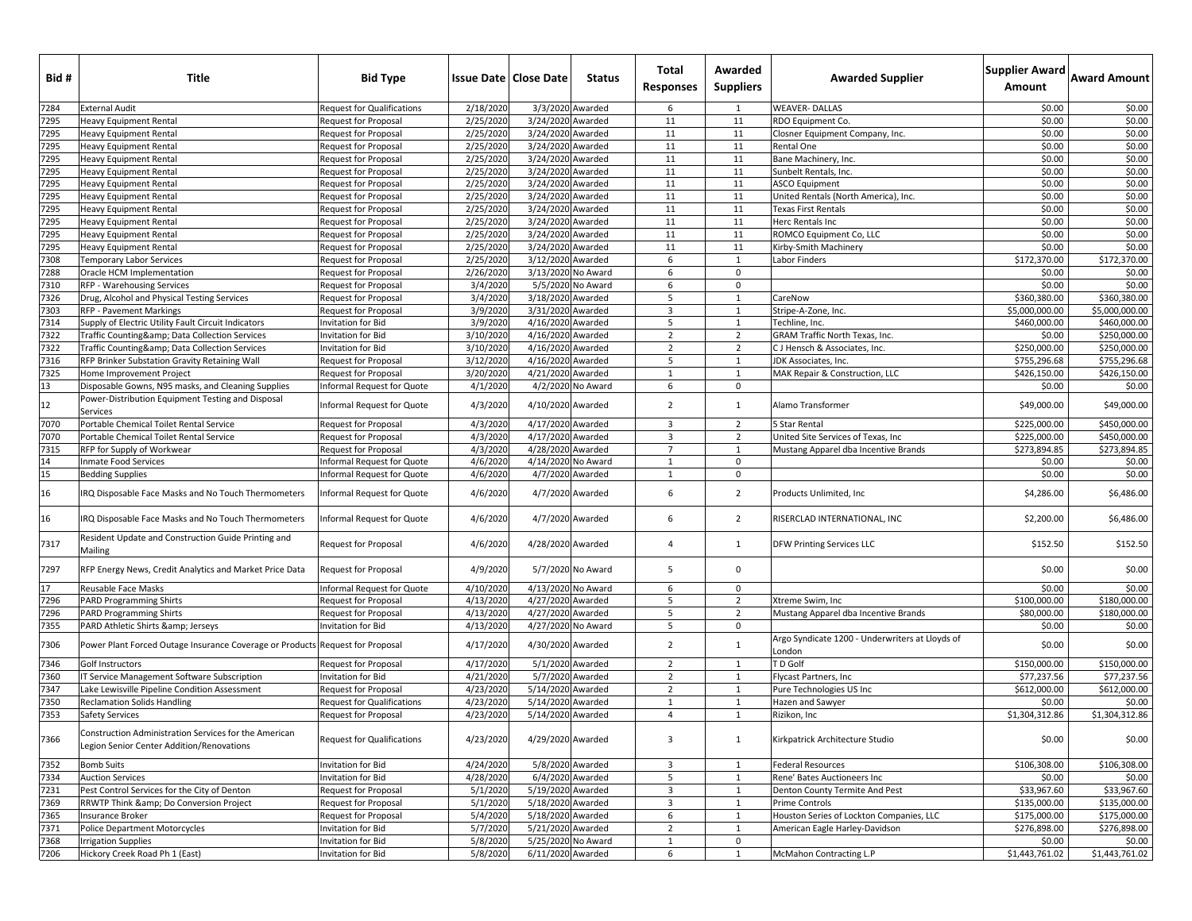| Bid # | Title | Bid Type | Issue Date | Close Date | Status | Total Responses | Awarded Suppliers | Awarded Supplier | Supplier Award Amount | Award Amount |
|---|---|---|---|---|---|---|---|---|---|---|
| 7284 | External Audit | Request for Qualifications | 2/18/2020 | 3/3/2020 | Awarded | 6 | 1 | WEAVER- DALLAS | $0.00 | $0.00 |
| 7295 | Heavy Equipment Rental | Request for Proposal | 2/25/2020 | 3/24/2020 | Awarded | 11 | 11 | RDO Equipment Co. | $0.00 | $0.00 |
| 7295 | Heavy Equipment Rental | Request for Proposal | 2/25/2020 | 3/24/2020 | Awarded | 11 | 11 | Closner Equipment Company, Inc. | $0.00 | $0.00 |
| 7295 | Heavy Equipment Rental | Request for Proposal | 2/25/2020 | 3/24/2020 | Awarded | 11 | 11 | Rental One | $0.00 | $0.00 |
| 7295 | Heavy Equipment Rental | Request for Proposal | 2/25/2020 | 3/24/2020 | Awarded | 11 | 11 | Bane Machinery, Inc. | $0.00 | $0.00 |
| 7295 | Heavy Equipment Rental | Request for Proposal | 2/25/2020 | 3/24/2020 | Awarded | 11 | 11 | Sunbelt Rentals, Inc. | $0.00 | $0.00 |
| 7295 | Heavy Equipment Rental | Request for Proposal | 2/25/2020 | 3/24/2020 | Awarded | 11 | 11 | ASCO Equipment | $0.00 | $0.00 |
| 7295 | Heavy Equipment Rental | Request for Proposal | 2/25/2020 | 3/24/2020 | Awarded | 11 | 11 | United Rentals (North America), Inc. | $0.00 | $0.00 |
| 7295 | Heavy Equipment Rental | Request for Proposal | 2/25/2020 | 3/24/2020 | Awarded | 11 | 11 | Texas First Rentals | $0.00 | $0.00 |
| 7295 | Heavy Equipment Rental | Request for Proposal | 2/25/2020 | 3/24/2020 | Awarded | 11 | 11 | Herc Rentals Inc | $0.00 | $0.00 |
| 7295 | Heavy Equipment Rental | Request for Proposal | 2/25/2020 | 3/24/2020 | Awarded | 11 | 11 | ROMCO Equipment Co, LLC | $0.00 | $0.00 |
| 7295 | Heavy Equipment Rental | Request for Proposal | 2/25/2020 | 3/24/2020 | Awarded | 11 | 11 | Kirby-Smith Machinery | $0.00 | $0.00 |
| 7308 | Temporary Labor Services | Request for Proposal | 2/25/2020 | 3/12/2020 | Awarded | 6 | 1 | Labor Finders | $172,370.00 | $172,370.00 |
| 7288 | Oracle HCM Implementation | Request for Proposal | 2/26/2020 | 3/13/2020 | No Award | 6 | 0 | | $0.00 | $0.00 |
| 7310 | RFP - Warehousing Services | Request for Proposal | 3/4/2020 | 5/5/2020 | No Award | 6 | 0 | | $0.00 | $0.00 |
| 7326 | Drug, Alcohol and Physical Testing Services | Request for Proposal | 3/4/2020 | 3/18/2020 | Awarded | 5 | 1 | CareNow | $360,380.00 | $360,380.00 |
| 7303 | RFP - Pavement Markings | Request for Proposal | 3/9/2020 | 3/31/2020 | Awarded | 3 | 1 | Stripe-A-Zone, Inc. | $5,000,000.00 | $5,000,000.00 |
| 7314 | Supply of Electric Utility Fault Circuit Indicators | Invitation for Bid | 3/9/2020 | 4/16/2020 | Awarded | 5 | 1 | Techline, Inc. | $460,000.00 | $460,000.00 |
| 7322 | Traffic Counting&amp; Data Collection Services | Invitation for Bid | 3/10/2020 | 4/16/2020 | Awarded | 2 | 2 | GRAM Traffic North Texas, Inc. | $0.00 | $250,000.00 |
| 7322 | Traffic Counting&amp; Data Collection Services | Invitation for Bid | 3/10/2020 | 4/16/2020 | Awarded | 2 | 2 | C J Hensch & Associates, Inc. | $250,000.00 | $250,000.00 |
| 7316 | RFP Brinker Substation Gravity Retaining Wall | Request for Proposal | 3/12/2020 | 4/16/2020 | Awarded | 5 | 1 | JDK Associates, Inc. | $755,296.68 | $755,296.68 |
| 7325 | Home Improvement Project | Request for Proposal | 3/20/2020 | 4/21/2020 | Awarded | 1 | 1 | MAK Repair & Construction, LLC | $426,150.00 | $426,150.00 |
| 13 | Disposable Gowns, N95 masks, and Cleaning Supplies | Informal Request for Quote | 4/1/2020 | 4/2/2020 | No Award | 6 | 0 | | $0.00 | $0.00 |
| 12 | Power-Distribution Equipment Testing and Disposal Services | Informal Request for Quote | 4/3/2020 | 4/10/2020 | Awarded | 2 | 1 | Alamo Transformer | $49,000.00 | $49,000.00 |
| 7070 | Portable Chemical Toilet Rental Service | Request for Proposal | 4/3/2020 | 4/17/2020 | Awarded | 3 | 2 | 5 Star Rental | $225,000.00 | $450,000.00 |
| 7070 | Portable Chemical Toilet Rental Service | Request for Proposal | 4/3/2020 | 4/17/2020 | Awarded | 3 | 2 | United Site Services of Texas, Inc | $225,000.00 | $450,000.00 |
| 7315 | RFP for Supply of Workwear | Request for Proposal | 4/3/2020 | 4/28/2020 | Awarded | 7 | 1 | Mustang Apparel dba Incentive Brands | $273,894.85 | $273,894.85 |
| 14 | Inmate Food Services | Informal Request for Quote | 4/6/2020 | 4/14/2020 | No Award | 1 | 0 | | $0.00 | $0.00 |
| 15 | Bedding Supplies | Informal Request for Quote | 4/6/2020 | 4/7/2020 | Awarded | 1 | 0 | | $0.00 | $0.00 |
| 16 | IRQ Disposable Face Masks and No Touch Thermometers | Informal Request for Quote | 4/6/2020 | 4/7/2020 | Awarded | 6 | 2 | Products Unlimited, Inc | $4,286.00 | $6,486.00 |
| 16 | IRQ Disposable Face Masks and No Touch Thermometers | Informal Request for Quote | 4/6/2020 | 4/7/2020 | Awarded | 6 | 2 | RISERCLAD INTERNATIONAL, INC | $2,200.00 | $6,486.00 |
| 7317 | Resident Update and Construction Guide Printing and Mailing | Request for Proposal | 4/6/2020 | 4/28/2020 | Awarded | 4 | 1 | DFW Printing Services LLC | $152.50 | $152.50 |
| 7297 | RFP Energy News, Credit Analytics and Market Price Data | Request for Proposal | 4/9/2020 | 5/7/2020 | No Award | 5 | 0 | | $0.00 | $0.00 |
| 17 | Reusable Face Masks | Informal Request for Quote | 4/10/2020 | 4/13/2020 | No Award | 6 | 0 | | $0.00 | $0.00 |
| 7296 | PARD Programming Shirts | Request for Proposal | 4/13/2020 | 4/27/2020 | Awarded | 5 | 2 | Xtreme Swim, Inc | $100,000.00 | $180,000.00 |
| 7296 | PARD Programming Shirts | Request for Proposal | 4/13/2020 | 4/27/2020 | Awarded | 5 | 2 | Mustang Apparel dba Incentive Brands | $80,000.00 | $180,000.00 |
| 7355 | PARD Athletic Shirts &amp; Jerseys | Invitation for Bid | 4/13/2020 | 4/27/2020 | No Award | 5 | 0 | | $0.00 | $0.00 |
| 7306 | Power Plant Forced Outage Insurance Coverage or Products | Request for Proposal | 4/17/2020 | 4/30/2020 | Awarded | 2 | 1 | Argo Syndicate 1200 - Underwriters at Lloyds of London | $0.00 | $0.00 |
| 7346 | Golf Instructors | Request for Proposal | 4/17/2020 | 5/1/2020 | Awarded | 2 | 1 | T D Golf | $150,000.00 | $150,000.00 |
| 7360 | IT Service Management Software Subscription | Invitation for Bid | 4/21/2020 | 5/7/2020 | Awarded | 2 | 1 | Flycast Partners, Inc | $77,237.56 | $77,237.56 |
| 7347 | Lake Lewisville Pipeline Condition Assessment | Request for Proposal | 4/23/2020 | 5/14/2020 | Awarded | 2 | 1 | Pure Technologies US Inc | $612,000.00 | $612,000.00 |
| 7350 | Reclamation Solids Handling | Request for Qualifications | 4/23/2020 | 5/14/2020 | Awarded | 1 | 1 | Hazen and Sawyer | $0.00 | $0.00 |
| 7353 | Safety Services | Request for Proposal | 4/23/2020 | 5/14/2020 | Awarded | 4 | 1 | Rizikon, Inc | $1,304,312.86 | $1,304,312.86 |
| 7366 | Construction Administration Services for the American Legion Senior Center Addition/Renovations | Request for Qualifications | 4/23/2020 | 4/29/2020 | Awarded | 3 | 1 | Kirkpatrick Architecture Studio | $0.00 | $0.00 |
| 7352 | Bomb Suits | Invitation for Bid | 4/24/2020 | 5/8/2020 | Awarded | 3 | 1 | Federal Resources | $106,308.00 | $106,308.00 |
| 7334 | Auction Services | Invitation for Bid | 4/28/2020 | 6/4/2020 | Awarded | 5 | 1 | Rene' Bates Auctioneers Inc | $0.00 | $0.00 |
| 7231 | Pest Control Services for the City of Denton | Request for Proposal | 5/1/2020 | 5/19/2020 | Awarded | 3 | 1 | Denton County Termite And Pest | $33,967.60 | $33,967.60 |
| 7369 | RRWTP Think &amp; Do Conversion Project | Request for Proposal | 5/1/2020 | 5/18/2020 | Awarded | 3 | 1 | Prime Controls | $135,000.00 | $135,000.00 |
| 7365 | Insurance Broker | Request for Proposal | 5/4/2020 | 5/18/2020 | Awarded | 6 | 1 | Houston Series of Lockton Companies, LLC | $175,000.00 | $175,000.00 |
| 7371 | Police Department Motorcycles | Invitation for Bid | 5/7/2020 | 5/21/2020 | Awarded | 2 | 1 | American Eagle Harley-Davidson | $276,898.00 | $276,898.00 |
| 7368 | Irrigation Supplies | Invitation for Bid | 5/8/2020 | 5/25/2020 | No Award | 1 | 0 | | $0.00 | $0.00 |
| 7206 | Hickory Creek Road Ph 1 (East) | Invitation for Bid | 5/8/2020 | 6/11/2020 | Awarded | 6 | 1 | McMahon Contracting L.P | $1,443,761.02 | $1,443,761.02 |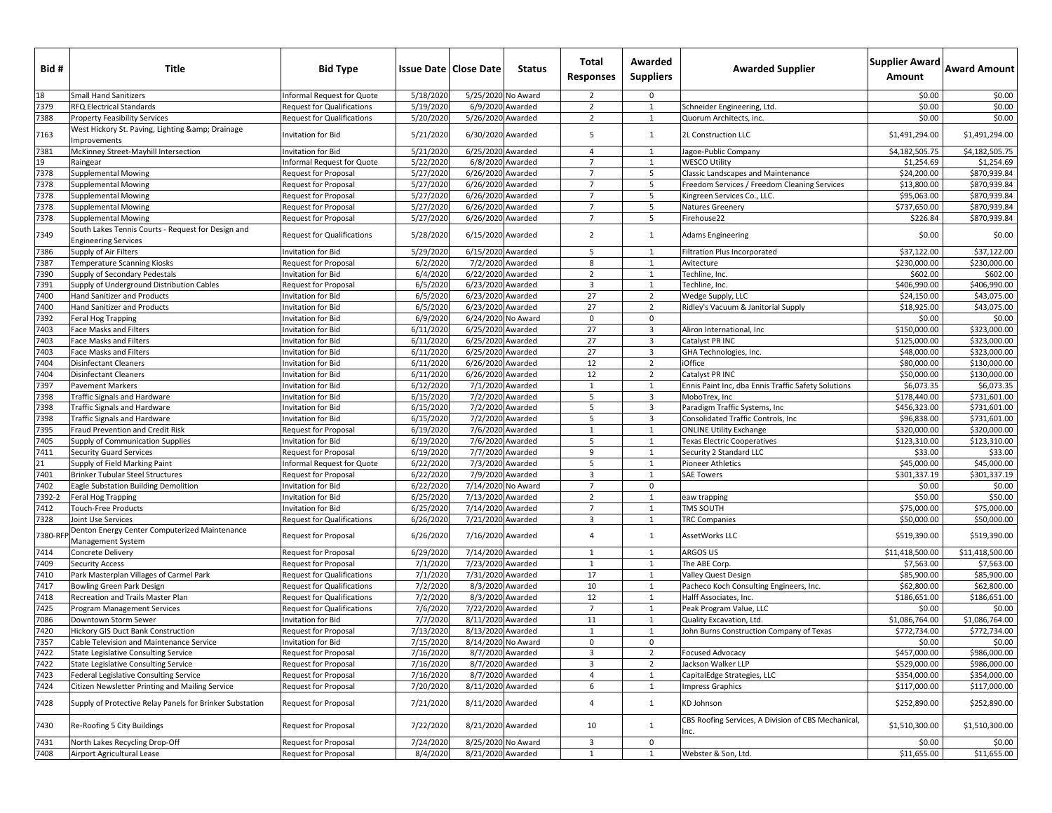| Bid # | Title | Bid Type | Issue Date | Close Date | Status | Total Responses | Awarded Suppliers | Awarded Supplier | Supplier Award Amount | Award Amount |
|---|---|---|---|---|---|---|---|---|---|---|
| 18 | Small Hand Sanitizers | Informal Request for Quote | 5/18/2020 | 5/25/2020 | No Award | 2 | 0 | | $0.00 | $0.00 |
| 7379 | RFQ Electrical Standards | Request for Qualifications | 5/19/2020 | 6/9/2020 | Awarded | 2 | 1 | Schneider Engineering, Ltd. | $0.00 | $0.00 |
| 7388 | Property Feasibility Services | Request for Qualifications | 5/20/2020 | 5/26/2020 | Awarded | 2 | 1 | Quorum Architects, inc. | $0.00 | $0.00 |
| 7163 | West Hickory St. Paving, Lighting &amp; Drainage Improvements | Invitation for Bid | 5/21/2020 | 6/30/2020 | Awarded | 5 | 1 | 2L Construction LLC | $1,491,294.00 | $1,491,294.00 |
| 7381 | McKinney Street-Mayhill Intersection | Invitation for Bid | 5/21/2020 | 6/25/2020 | Awarded | 4 | 1 | Jagoe-Public Company | $4,182,505.75 | $4,182,505.75 |
| 19 | Raingear | Informal Request for Quote | 5/22/2020 | 6/8/2020 | Awarded | 7 | 1 | WESCO Utility | $1,254.69 | $1,254.69 |
| 7378 | Supplemental Mowing | Request for Proposal | 5/27/2020 | 6/26/2020 | Awarded | 7 | 5 | Classic Landscapes and Maintenance | $24,200.00 | $870,939.84 |
| 7378 | Supplemental Mowing | Request for Proposal | 5/27/2020 | 6/26/2020 | Awarded | 7 | 5 | Freedom Services / Freedom Cleaning Services | $13,800.00 | $870,939.84 |
| 7378 | Supplemental Mowing | Request for Proposal | 5/27/2020 | 6/26/2020 | Awarded | 7 | 5 | Kingreen Services Co., LLC. | $95,063.00 | $870,939.84 |
| 7378 | Supplemental Mowing | Request for Proposal | 5/27/2020 | 6/26/2020 | Awarded | 7 | 5 | Natures Greenery | $737,650.00 | $870,939.84 |
| 7378 | Supplemental Mowing | Request for Proposal | 5/27/2020 | 6/26/2020 | Awarded | 7 | 5 | Firehouse22 | $226.84 | $870,939.84 |
| 7349 | South Lakes Tennis Courts - Request for Design and Engineering Services | Request for Qualifications | 5/28/2020 | 6/15/2020 | Awarded | 2 | 1 | Adams Engineering | $0.00 | $0.00 |
| 7386 | Supply of Air Filters | Invitation for Bid | 5/29/2020 | 6/15/2020 | Awarded | 5 | 1 | Filtration Plus Incorporated | $37,122.00 | $37,122.00 |
| 7387 | Temperature Scanning Kiosks | Request for Proposal | 6/2/2020 | 7/2/2020 | Awarded | 8 | 1 | Avitecture | $230,000.00 | $230,000.00 |
| 7390 | Supply of Secondary Pedestals | Invitation for Bid | 6/4/2020 | 6/22/2020 | Awarded | 2 | 1 | Techline, Inc. | $602.00 | $602.00 |
| 7391 | Supply of Underground Distribution Cables | Request for Proposal | 6/5/2020 | 6/23/2020 | Awarded | 3 | 1 | Techline, Inc. | $406,990.00 | $406,990.00 |
| 7400 | Hand Sanitizer and Products | Invitation for Bid | 6/5/2020 | 6/23/2020 | Awarded | 27 | 2 | Wedge Supply, LLC | $24,150.00 | $43,075.00 |
| 7400 | Hand Sanitizer and Products | Invitation for Bid | 6/5/2020 | 6/23/2020 | Awarded | 27 | 2 | Ridley's Vacuum & Janitorial Supply | $18,925.00 | $43,075.00 |
| 7392 | Feral Hog Trapping | Invitation for Bid | 6/9/2020 | 6/24/2020 | No Award | 0 | 0 | | $0.00 | $0.00 |
| 7403 | Face Masks and Filters | Invitation for Bid | 6/11/2020 | 6/25/2020 | Awarded | 27 | 3 | Aliron International, Inc | $150,000.00 | $323,000.00 |
| 7403 | Face Masks and Filters | Invitation for Bid | 6/11/2020 | 6/25/2020 | Awarded | 27 | 3 | Catalyst PR INC | $125,000.00 | $323,000.00 |
| 7403 | Face Masks and Filters | Invitation for Bid | 6/11/2020 | 6/25/2020 | Awarded | 27 | 3 | GHA Technologies, Inc. | $48,000.00 | $323,000.00 |
| 7404 | Disinfectant Cleaners | Invitation for Bid | 6/11/2020 | 6/26/2020 | Awarded | 12 | 2 | iOffice | $80,000.00 | $130,000.00 |
| 7404 | Disinfectant Cleaners | Invitation for Bid | 6/11/2020 | 6/26/2020 | Awarded | 12 | 2 | Catalyst PR INC | $50,000.00 | $130,000.00 |
| 7397 | Pavement Markers | Invitation for Bid | 6/12/2020 | 7/1/2020 | Awarded | 1 | 1 | Ennis Paint Inc, dba Ennis Traffic Safety Solutions | $6,073.35 | $6,073.35 |
| 7398 | Traffic Signals and Hardware | Invitation for Bid | 6/15/2020 | 7/2/2020 | Awarded | 5 | 3 | MoboTrex, Inc | $178,440.00 | $731,601.00 |
| 7398 | Traffic Signals and Hardware | Invitation for Bid | 6/15/2020 | 7/2/2020 | Awarded | 5 | 3 | Paradigm Traffic Systems, Inc | $456,323.00 | $731,601.00 |
| 7398 | Traffic Signals and Hardware | Invitation for Bid | 6/15/2020 | 7/2/2020 | Awarded | 5 | 3 | Consolidated Traffic Controls, Inc | $96,838.00 | $731,601.00 |
| 7395 | Fraud Prevention and Credit Risk | Request for Proposal | 6/19/2020 | 7/6/2020 | Awarded | 1 | 1 | ONLINE Utility Exchange | $320,000.00 | $320,000.00 |
| 7405 | Supply of Communication Supplies | Invitation for Bid | 6/19/2020 | 7/6/2020 | Awarded | 5 | 1 | Texas Electric Cooperatives | $123,310.00 | $123,310.00 |
| 7411 | Security Guard Services | Request for Proposal | 6/19/2020 | 7/7/2020 | Awarded | 9 | 1 | Security 2 Standard LLC | $33.00 | $33.00 |
| 21 | Supply of Field Marking Paint | Informal Request for Quote | 6/22/2020 | 7/3/2020 | Awarded | 5 | 1 | Pioneer Athletics | $45,000.00 | $45,000.00 |
| 7401 | Brinker Tubular Steel Structures | Request for Proposal | 6/22/2020 | 7/9/2020 | Awarded | 3 | 1 | SAE Towers | $301,337.19 | $301,337.19 |
| 7402 | Eagle Substation Building Demolition | Invitation for Bid | 6/22/2020 | 7/14/2020 | No Award | 7 | 0 | | $0.00 | $0.00 |
| 7392-2 | Feral Hog Trapping | Invitation for Bid | 6/25/2020 | 7/13/2020 | Awarded | 2 | 1 | eaw trapping | $50.00 | $50.00 |
| 7412 | Touch-Free Products | Invitation for Bid | 6/25/2020 | 7/14/2020 | Awarded | 7 | 1 | TMS SOUTH | $75,000.00 | $75,000.00 |
| 7328 | Joint Use Services | Request for Qualifications | 6/26/2020 | 7/21/2020 | Awarded | 3 | 1 | TRC Companies | $50,000.00 | $50,000.00 |
| 7380-RFP | Denton Energy Center Computerized Maintenance Management System | Request for Proposal | 6/26/2020 | 7/16/2020 | Awarded | 4 | 1 | AssetWorks LLC | $519,390.00 | $519,390.00 |
| 7414 | Concrete Delivery | Request for Proposal | 6/29/2020 | 7/14/2020 | Awarded | 1 | 1 | ARGOS US | $11,418,500.00 | $11,418,500.00 |
| 7409 | Security Access | Request for Proposal | 7/1/2020 | 7/23/2020 | Awarded | 1 | 1 | The ABE Corp. | $7,563.00 | $7,563.00 |
| 7410 | Park Masterplan Villages of Carmel Park | Request for Qualifications | 7/1/2020 | 7/31/2020 | Awarded | 17 | 1 | Valley Quest Design | $85,900.00 | $85,900.00 |
| 7417 | Bowling Green Park Design | Request for Qualifications | 7/2/2020 | 8/3/2020 | Awarded | 10 | 1 | Pacheco Koch Consulting Engineers, Inc. | $62,800.00 | $62,800.00 |
| 7418 | Recreation and Trails Master Plan | Request for Qualifications | 7/2/2020 | 8/3/2020 | Awarded | 12 | 1 | Halff Associates, Inc. | $186,651.00 | $186,651.00 |
| 7425 | Program Management Services | Request for Qualifications | 7/6/2020 | 7/22/2020 | Awarded | 7 | 1 | Peak Program Value, LLC | $0.00 | $0.00 |
| 7086 | Downtown Storm Sewer | Invitation for Bid | 7/7/2020 | 8/11/2020 | Awarded | 11 | 1 | Quality Excavation, Ltd. | $1,086,764.00 | $1,086,764.00 |
| 7420 | Hickory GIS Duct Bank Construction | Request for Proposal | 7/13/2020 | 8/13/2020 | Awarded | 1 | 1 | John Burns Construction Company of Texas | $772,734.00 | $772,734.00 |
| 7357 | Cable Television and Maintenance Service | Invitation for Bid | 7/15/2020 | 8/14/2020 | No Award | 0 | 0 | | $0.00 | $0.00 |
| 7422 | State Legislative Consulting Service | Request for Proposal | 7/16/2020 | 8/7/2020 | Awarded | 3 | 2 | Focused Advocacy | $457,000.00 | $986,000.00 |
| 7422 | State Legislative Consulting Service | Request for Proposal | 7/16/2020 | 8/7/2020 | Awarded | 3 | 2 | Jackson Walker LLP | $529,000.00 | $986,000.00 |
| 7423 | Federal Legislative Consulting Service | Request for Proposal | 7/16/2020 | 8/7/2020 | Awarded | 4 | 1 | CapitalEdge Strategies, LLC | $354,000.00 | $354,000.00 |
| 7424 | Citizen Newsletter Printing and Mailing Service | Request for Proposal | 7/20/2020 | 8/11/2020 | Awarded | 6 | 1 | Impress Graphics | $117,000.00 | $117,000.00 |
| 7428 | Supply of Protective Relay Panels for Brinker Substation | Request for Proposal | 7/21/2020 | 8/11/2020 | Awarded | 4 | 1 | KD Johnson | $252,890.00 | $252,890.00 |
| 7430 | Re-Roofing 5 City Buildings | Request for Proposal | 7/22/2020 | 8/21/2020 | Awarded | 10 | 1 | CBS Roofing Services, A Division of CBS Mechanical, Inc. | $1,510,300.00 | $1,510,300.00 |
| 7431 | North Lakes Recycling Drop-Off | Request for Proposal | 7/24/2020 | 8/25/2020 | No Award | 3 | 0 | | $0.00 | $0.00 |
| 7408 | Airport Agricultural Lease | Request for Proposal | 8/4/2020 | 8/21/2020 | Awarded | 1 | 1 | Webster & Son, Ltd. | $11,655.00 | $11,655.00 |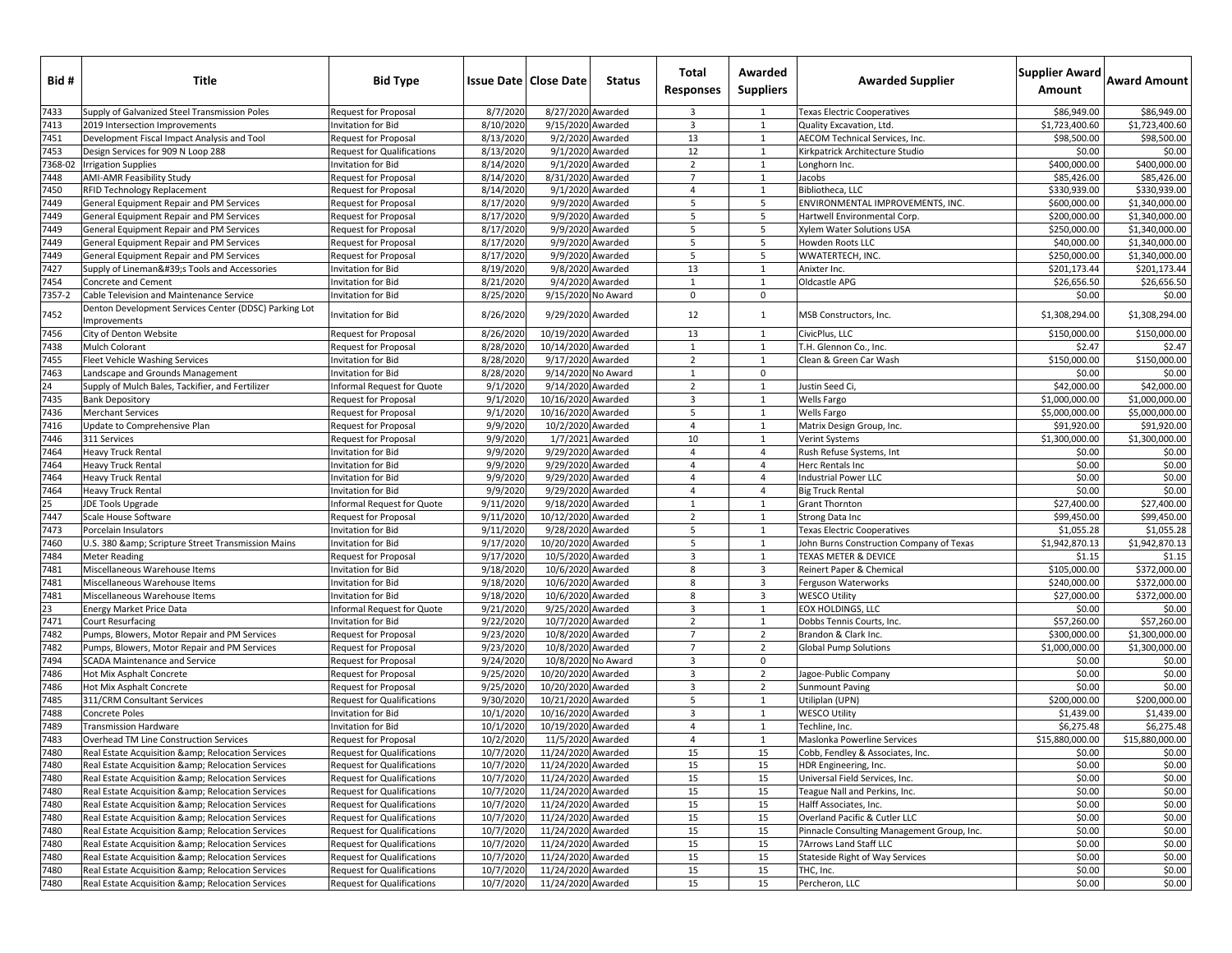| Bid # | Title | Bid Type | Issue Date | Close Date | Status | Total Responses | Awarded Suppliers | Awarded Supplier | Supplier Award Amount | Award Amount |
|---|---|---|---|---|---|---|---|---|---|---|
| 7433 | Supply of Galvanized Steel Transmission Poles | Request for Proposal | 8/7/2020 | 8/27/2020 | Awarded | 3 | 1 | Texas Electric Cooperatives | $86,949.00 | $86,949.00 |
| 7413 | 2019 Intersection Improvements | Invitation for Bid | 8/10/2020 | 9/15/2020 | Awarded | 3 | 1 | Quality Excavation, Ltd. | $1,723,400.60 | $1,723,400.60 |
| 7451 | Development Fiscal Impact Analysis and Tool | Request for Proposal | 8/13/2020 | 9/2/2020 | Awarded | 13 | 1 | AECOM Technical Services, Inc. | $98,500.00 | $98,500.00 |
| 7453 | Design Services for 909 N Loop 288 | Request for Qualifications | 8/13/2020 | 9/1/2020 | Awarded | 12 | 1 | Kirkpatrick Architecture Studio | $0.00 | $0.00 |
| 7368-02 | Irrigation Supplies | Invitation for Bid | 8/14/2020 | 9/1/2020 | Awarded | 2 | 1 | Longhorn Inc. | $400,000.00 | $400,000.00 |
| 7448 | AMI-AMR Feasibility Study | Request for Proposal | 8/14/2020 | 8/31/2020 | Awarded | 7 | 1 | Jacobs | $85,426.00 | $85,426.00 |
| 7450 | RFID Technology Replacement | Request for Proposal | 8/14/2020 | 9/1/2020 | Awarded | 4 | 1 | Bibliotheca, LLC | $330,939.00 | $330,939.00 |
| 7449 | General Equipment Repair and PM Services | Request for Proposal | 8/17/2020 | 9/9/2020 | Awarded | 5 | 5 | ENVIRONMENTAL IMPROVEMENTS, INC. | $600,000.00 | $1,340,000.00 |
| 7449 | General Equipment Repair and PM Services | Request for Proposal | 8/17/2020 | 9/9/2020 | Awarded | 5 | 5 | Hartwell Environmental Corp. | $200,000.00 | $1,340,000.00 |
| 7449 | General Equipment Repair and PM Services | Request for Proposal | 8/17/2020 | 9/9/2020 | Awarded | 5 | 5 | Xylem Water Solutions USA | $250,000.00 | $1,340,000.00 |
| 7449 | General Equipment Repair and PM Services | Request for Proposal | 8/17/2020 | 9/9/2020 | Awarded | 5 | 5 | Howden Roots LLC | $40,000.00 | $1,340,000.00 |
| 7449 | General Equipment Repair and PM Services | Request for Proposal | 8/17/2020 | 9/9/2020 | Awarded | 5 | 5 | WWATERTECH, INC. | $250,000.00 | $1,340,000.00 |
| 7427 | Supply of Lineman&#39;s Tools and Accessories | Invitation for Bid | 8/19/2020 | 9/8/2020 | Awarded | 13 | 1 | Anixter Inc. | $201,173.44 | $201,173.44 |
| 7454 | Concrete and Cement | Invitation for Bid | 8/21/2020 | 9/4/2020 | Awarded | 1 | 1 | Oldcastle APG | $26,656.50 | $26,656.50 |
| 7357-2 | Cable Television and Maintenance Service | Invitation for Bid | 8/25/2020 | 9/15/2020 | No Award | 0 | 0 | | $0.00 | $0.00 |
| 7452 | Denton Development Services Center (DDSC) Parking Lot Improvements | Invitation for Bid | 8/26/2020 | 9/29/2020 | Awarded | 12 | 1 | MSB Constructors, Inc. | $1,308,294.00 | $1,308,294.00 |
| 7456 | City of Denton Website | Request for Proposal | 8/26/2020 | 10/19/2020 | Awarded | 13 | 1 | CivicPlus, LLC | $150,000.00 | $150,000.00 |
| 7438 | Mulch Colorant | Request for Proposal | 8/28/2020 | 10/14/2020 | Awarded | 1 | 1 | T.H. Glennon Co., Inc. | $2.47 | $2.47 |
| 7455 | Fleet Vehicle Washing Services | Invitation for Bid | 8/28/2020 | 9/17/2020 | Awarded | 2 | 1 | Clean & Green Car Wash | $150,000.00 | $150,000.00 |
| 7463 | Landscape and Grounds Management | Invitation for Bid | 8/28/2020 | 9/14/2020 | No Award | 1 | 0 | | $0.00 | $0.00 |
| 24 | Supply of Mulch Bales, Tackifier, and Fertilizer | Informal Request for Quote | 9/1/2020 | 9/14/2020 | Awarded | 2 | 1 | Justin Seed Ci, | $42,000.00 | $42,000.00 |
| 7435 | Bank Depository | Request for Proposal | 9/1/2020 | 10/16/2020 | Awarded | 3 | 1 | Wells Fargo | $1,000,000.00 | $1,000,000.00 |
| 7436 | Merchant Services | Request for Proposal | 9/1/2020 | 10/16/2020 | Awarded | 5 | 1 | Wells Fargo | $5,000,000.00 | $5,000,000.00 |
| 7416 | Update to Comprehensive Plan | Request for Proposal | 9/9/2020 | 10/2/2020 | Awarded | 4 | 1 | Matrix Design Group, Inc. | $91,920.00 | $91,920.00 |
| 7446 | 311 Services | Request for Proposal | 9/9/2020 | 1/7/2021 | Awarded | 10 | 1 | Verint Systems | $1,300,000.00 | $1,300,000.00 |
| 7464 | Heavy Truck Rental | Invitation for Bid | 9/9/2020 | 9/29/2020 | Awarded | 4 | 4 | Rush Refuse Systems, Int | $0.00 | $0.00 |
| 7464 | Heavy Truck Rental | Invitation for Bid | 9/9/2020 | 9/29/2020 | Awarded | 4 | 4 | Herc Rentals Inc | $0.00 | $0.00 |
| 7464 | Heavy Truck Rental | Invitation for Bid | 9/9/2020 | 9/29/2020 | Awarded | 4 | 4 | Industrial Power LLC | $0.00 | $0.00 |
| 7464 | Heavy Truck Rental | Invitation for Bid | 9/9/2020 | 9/29/2020 | Awarded | 4 | 4 | Big Truck Rental | $0.00 | $0.00 |
| 25 | JDE Tools Upgrade | Informal Request for Quote | 9/11/2020 | 9/18/2020 | Awarded | 1 | 1 | Grant Thornton | $27,400.00 | $27,400.00 |
| 7447 | Scale House Software | Request for Proposal | 9/11/2020 | 10/12/2020 | Awarded | 2 | 1 | Strong Data Inc | $99,450.00 | $99,450.00 |
| 7473 | Porcelain Insulators | Invitation for Bid | 9/11/2020 | 9/28/2020 | Awarded | 5 | 1 | Texas Electric Cooperatives | $1,055.28 | $1,055.28 |
| 7460 | U.S. 380 &amp; Scripture Street Transmission Mains | Invitation for Bid | 9/17/2020 | 10/20/2020 | Awarded | 5 | 1 | John Burns Construction Company of Texas | $1,942,870.13 | $1,942,870.13 |
| 7484 | Meter Reading | Request for Proposal | 9/17/2020 | 10/5/2020 | Awarded | 3 | 1 | TEXAS METER & DEVICE | $1.15 | $1.15 |
| 7481 | Miscellaneous Warehouse Items | Invitation for Bid | 9/18/2020 | 10/6/2020 | Awarded | 8 | 3 | Reinert Paper & Chemical | $105,000.00 | $372,000.00 |
| 7481 | Miscellaneous Warehouse Items | Invitation for Bid | 9/18/2020 | 10/6/2020 | Awarded | 8 | 3 | Ferguson Waterworks | $240,000.00 | $372,000.00 |
| 7481 | Miscellaneous Warehouse Items | Invitation for Bid | 9/18/2020 | 10/6/2020 | Awarded | 8 | 3 | WESCO Utility | $27,000.00 | $372,000.00 |
| 23 | Energy Market Price Data | Informal Request for Quote | 9/21/2020 | 9/25/2020 | Awarded | 3 | 1 | EOX HOLDINGS, LLC | $0.00 | $0.00 |
| 7471 | Court Resurfacing | Invitation for Bid | 9/22/2020 | 10/7/2020 | Awarded | 2 | 1 | Dobbs Tennis Courts, Inc. | $57,260.00 | $57,260.00 |
| 7482 | Pumps, Blowers, Motor Repair and PM Services | Request for Proposal | 9/23/2020 | 10/8/2020 | Awarded | 7 | 2 | Brandon & Clark Inc. | $300,000.00 | $1,300,000.00 |
| 7482 | Pumps, Blowers, Motor Repair and PM Services | Request for Proposal | 9/23/2020 | 10/8/2020 | Awarded | 7 | 2 | Global Pump Solutions | $1,000,000.00 | $1,300,000.00 |
| 7494 | SCADA Maintenance and Service | Request for Proposal | 9/24/2020 | 10/8/2020 | No Award | 3 | 0 | | $0.00 | $0.00 |
| 7486 | Hot Mix Asphalt Concrete | Request for Proposal | 9/25/2020 | 10/20/2020 | Awarded | 3 | 2 | Jagoe-Public Company | $0.00 | $0.00 |
| 7486 | Hot Mix Asphalt Concrete | Request for Proposal | 9/25/2020 | 10/20/2020 | Awarded | 3 | 2 | Sunmount Paving | $0.00 | $0.00 |
| 7485 | 311/CRM Consultant Services | Request for Qualifications | 9/30/2020 | 10/21/2020 | Awarded | 5 | 1 | Utiliplan (UPN) | $200,000.00 | $200,000.00 |
| 7488 | Concrete Poles | Invitation for Bid | 10/1/2020 | 10/16/2020 | Awarded | 3 | 1 | WESCO Utility | $1,439.00 | $1,439.00 |
| 7489 | Transmission Hardware | Invitation for Bid | 10/1/2020 | 10/19/2020 | Awarded | 4 | 1 | Techline, Inc. | $6,275.48 | $6,275.48 |
| 7483 | Overhead TM Line Construction Services | Request for Proposal | 10/2/2020 | 11/5/2020 | Awarded | 4 | 1 | Maslonka Powerline Services | $15,880,000.00 | $15,880,000.00 |
| 7480 | Real Estate Acquisition &amp; Relocation Services | Request for Qualifications | 10/7/2020 | 11/24/2020 | Awarded | 15 | 15 | Cobb, Fendley & Associates, Inc. | $0.00 | $0.00 |
| 7480 | Real Estate Acquisition &amp; Relocation Services | Request for Qualifications | 10/7/2020 | 11/24/2020 | Awarded | 15 | 15 | HDR Engineering, Inc. | $0.00 | $0.00 |
| 7480 | Real Estate Acquisition &amp; Relocation Services | Request for Qualifications | 10/7/2020 | 11/24/2020 | Awarded | 15 | 15 | Universal Field Services, Inc. | $0.00 | $0.00 |
| 7480 | Real Estate Acquisition &amp; Relocation Services | Request for Qualifications | 10/7/2020 | 11/24/2020 | Awarded | 15 | 15 | Teague Nall and Perkins, Inc. | $0.00 | $0.00 |
| 7480 | Real Estate Acquisition &amp; Relocation Services | Request for Qualifications | 10/7/2020 | 11/24/2020 | Awarded | 15 | 15 | Halff Associates, Inc. | $0.00 | $0.00 |
| 7480 | Real Estate Acquisition &amp; Relocation Services | Request for Qualifications | 10/7/2020 | 11/24/2020 | Awarded | 15 | 15 | Overland Pacific & Cutler LLC | $0.00 | $0.00 |
| 7480 | Real Estate Acquisition &amp; Relocation Services | Request for Qualifications | 10/7/2020 | 11/24/2020 | Awarded | 15 | 15 | Pinnacle Consulting Management Group, Inc. | $0.00 | $0.00 |
| 7480 | Real Estate Acquisition &amp; Relocation Services | Request for Qualifications | 10/7/2020 | 11/24/2020 | Awarded | 15 | 15 | 7Arrows Land Staff LLC | $0.00 | $0.00 |
| 7480 | Real Estate Acquisition &amp; Relocation Services | Request for Qualifications | 10/7/2020 | 11/24/2020 | Awarded | 15 | 15 | Stateside Right of Way Services | $0.00 | $0.00 |
| 7480 | Real Estate Acquisition &amp; Relocation Services | Request for Qualifications | 10/7/2020 | 11/24/2020 | Awarded | 15 | 15 | THC, Inc. | $0.00 | $0.00 |
| 7480 | Real Estate Acquisition &amp; Relocation Services | Request for Qualifications | 10/7/2020 | 11/24/2020 | Awarded | 15 | 15 | Percheron, LLC | $0.00 | $0.00 |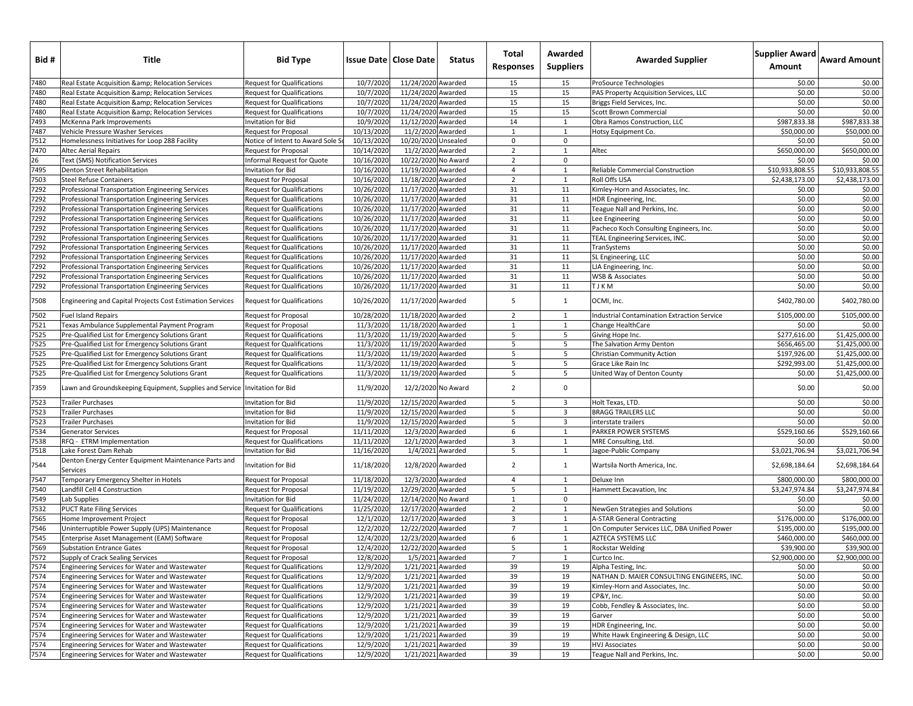| Bid # | Title | Bid Type | Issue Date | Close Date | Status | Total Responses | Awarded Suppliers | Awarded Supplier | Supplier Award Amount | Award Amount |
|---|---|---|---|---|---|---|---|---|---|---|
| 7480 | Real Estate Acquisition &amp; Relocation Services | Request for Qualifications | 10/7/2020 | 11/24/2020 | Awarded | 15 | 15 | ProSource Technologies | $0.00 | $0.00 |
| 7480 | Real Estate Acquisition &amp; Relocation Services | Request for Qualifications | 10/7/2020 | 11/24/2020 | Awarded | 15 | 15 | PAS Property Acquisition Services, LLC | $0.00 | $0.00 |
| 7480 | Real Estate Acquisition &amp; Relocation Services | Request for Qualifications | 10/7/2020 | 11/24/2020 | Awarded | 15 | 15 | Briggs Field Services, Inc. | $0.00 | $0.00 |
| 7480 | Real Estate Acquisition &amp; Relocation Services | Request for Qualifications | 10/7/2020 | 11/24/2020 | Awarded | 15 | 15 | Scott Brown Commercial | $0.00 | $0.00 |
| 7493 | McKenna Park Improvements | Invitation for Bid | 10/9/2020 | 11/12/2020 | Awarded | 14 | 1 | Obra Ramos Construction, LLC | $987,833.38 | $987,833.38 |
| 7487 | Vehicle Pressure Washer Services | Request for Proposal | 10/13/2020 | 11/2/2020 | Awarded | 1 | 1 | Hotsy Equipment Co. | $50,000.00 | $50,000.00 |
| 7512 | Homelessness Initiatives for Loop 288 Facility | Notice of Intent to Award Sole So | 10/13/2020 | 10/20/2020 | Unsealed | 0 | 0 | | $0.00 | $0.00 |
| 7470 | Altec Aerial Repairs | Request for Proposal | 10/14/2020 | 11/2/2020 | Awarded | 2 | 1 | Altec | $650,000.00 | $650,000.00 |
| 26 | Text (SMS) Notification Services | Informal Request for Quote | 10/16/2020 | 10/22/2020 | No Award | 2 | 0 | | $0.00 | $0.00 |
| 7495 | Denton Street Rehabilitation | Invitation for Bid | 10/16/2020 | 11/19/2020 | Awarded | 4 | 1 | Reliable Commercial Construction | $10,933,808.55 | $10,933,808.55 |
| 7503 | Steel Refuse Containers | Request for Proposal | 10/16/2020 | 11/18/2020 | Awarded | 2 | 1 | Roll Offs USA | $2,438,173.00 | $2,438,173.00 |
| 7292 | Professional Transportation Engineering Services | Request for Qualifications | 10/26/2020 | 11/17/2020 | Awarded | 31 | 11 | Kimley-Horn and Associates, Inc. | $0.00 | $0.00 |
| 7292 | Professional Transportation Engineering Services | Request for Qualifications | 10/26/2020 | 11/17/2020 | Awarded | 31 | 11 | HDR Engineering, Inc. | $0.00 | $0.00 |
| 7292 | Professional Transportation Engineering Services | Request for Qualifications | 10/26/2020 | 11/17/2020 | Awarded | 31 | 11 | Teague Nall and Perkins, Inc. | $0.00 | $0.00 |
| 7292 | Professional Transportation Engineering Services | Request for Qualifications | 10/26/2020 | 11/17/2020 | Awarded | 31 | 11 | Lee Engineering | $0.00 | $0.00 |
| 7292 | Professional Transportation Engineering Services | Request for Qualifications | 10/26/2020 | 11/17/2020 | Awarded | 31 | 11 | Pacheco Koch Consulting Engineers, Inc. | $0.00 | $0.00 |
| 7292 | Professional Transportation Engineering Services | Request for Qualifications | 10/26/2020 | 11/17/2020 | Awarded | 31 | 11 | TEAL Engineering Services, INC. | $0.00 | $0.00 |
| 7292 | Professional Transportation Engineering Services | Request for Qualifications | 10/26/2020 | 11/17/2020 | Awarded | 31 | 11 | TranSystems | $0.00 | $0.00 |
| 7292 | Professional Transportation Engineering Services | Request for Qualifications | 10/26/2020 | 11/17/2020 | Awarded | 31 | 11 | SL Engineering, LLC | $0.00 | $0.00 |
| 7292 | Professional Transportation Engineering Services | Request for Qualifications | 10/26/2020 | 11/17/2020 | Awarded | 31 | 11 | LJA Engineering, Inc. | $0.00 | $0.00 |
| 7292 | Professional Transportation Engineering Services | Request for Qualifications | 10/26/2020 | 11/17/2020 | Awarded | 31 | 11 | WSB & Associates | $0.00 | $0.00 |
| 7292 | Professional Transportation Engineering Services | Request for Qualifications | 10/26/2020 | 11/17/2020 | Awarded | 31 | 11 | T J K M | $0.00 | $0.00 |
| 7508 | Engineering and Capital Projects Cost Estimation Services | Request for Qualifications | 10/26/2020 | 11/17/2020 | Awarded | 5 | 1 | OCMI, Inc. | $402,780.00 | $402,780.00 |
| 7502 | Fuel Island Repairs | Request for Proposal | 10/28/2020 | 11/18/2020 | Awarded | 2 | 1 | Industrial Contamination Extraction Service | $105,000.00 | $105,000.00 |
| 7521 | Texas Ambulance Supplemental Payment Program | Request for Proposal | 11/3/2020 | 11/18/2020 | Awarded | 1 | 1 | Change HealthCare | $0.00 | $0.00 |
| 7525 | Pre-Qualified List for Emergency Solutions Grant | Request for Qualifications | 11/3/2020 | 11/19/2020 | Awarded | 5 | 5 | Giving Hope Inc. | $277,616.00 | $1,425,000.00 |
| 7525 | Pre-Qualified List for Emergency Solutions Grant | Request for Qualifications | 11/3/2020 | 11/19/2020 | Awarded | 5 | 5 | The Salvation Army Denton | $656,465.00 | $1,425,000.00 |
| 7525 | Pre-Qualified List for Emergency Solutions Grant | Request for Qualifications | 11/3/2020 | 11/19/2020 | Awarded | 5 | 5 | Christian Community Action | $197,926.00 | $1,425,000.00 |
| 7525 | Pre-Qualified List for Emergency Solutions Grant | Request for Qualifications | 11/3/2020 | 11/19/2020 | Awarded | 5 | 5 | Grace Like Rain Inc | $292,993.00 | $1,425,000.00 |
| 7525 | Pre-Qualified List for Emergency Solutions Grant | Request for Qualifications | 11/3/2020 | 11/19/2020 | Awarded | 5 | 5 | United Way of Denton County | $0.00 | $1,425,000.00 |
| 7359 | Lawn and Groundskeeping Equipment, Supplies and Service | Invitation for Bid | 11/9/2020 | 12/2/2020 | No Award | 2 | 0 | | $0.00 | $0.00 |
| 7523 | Trailer Purchases | Invitation for Bid | 11/9/2020 | 12/15/2020 | Awarded | 5 | 3 | Holt Texas, LTD. | $0.00 | $0.00 |
| 7523 | Trailer Purchases | Invitation for Bid | 11/9/2020 | 12/15/2020 | Awarded | 5 | 3 | BRAGG TRAILERS LLC | $0.00 | $0.00 |
| 7523 | Trailer Purchases | Invitation for Bid | 11/9/2020 | 12/15/2020 | Awarded | 5 | 3 | interstate trailers | $0.00 | $0.00 |
| 7534 | Generator Services | Request for Proposal | 11/11/2020 | 12/3/2020 | Awarded | 6 | 1 | PARKER POWER SYSTEMS | $529,160.66 | $529,160.66 |
| 7538 | RFQ - ETRM Implementation | Request for Qualifications | 11/11/2020 | 12/1/2020 | Awarded | 3 | 1 | MRE Consulting, Ltd. | $0.00 | $0.00 |
| 7518 | Lake Forest Dam Rehab | Invitation for Bid | 11/16/2020 | 1/4/2021 | Awarded | 5 | 1 | Jagoe-Public Company | $3,021,706.94 | $3,021,706.94 |
| 7544 | Denton Energy Center Equipment Maintenance Parts and Services | Invitation for Bid | 11/18/2020 | 12/8/2020 | Awarded | 2 | 1 | Wartsila North America, Inc. | $2,698,184.64 | $2,698,184.64 |
| 7547 | Temporary Emergency Shelter in Hotels | Request for Proposal | 11/18/2020 | 12/3/2020 | Awarded | 4 | 1 | Deluxe Inn | $800,000.00 | $800,000.00 |
| 7540 | Landfill Cell 4 Construction | Request for Proposal | 11/19/2020 | 12/29/2020 | Awarded | 5 | 1 | Hammett Excavation, Inc | $3,247,974.84 | $3,247,974.84 |
| 7549 | Lab Supplies | Invitation for Bid | 11/24/2020 | 12/14/2020 | No Award | 1 | 0 | | $0.00 | $0.00 |
| 7532 | PUCT Rate Filing Services | Request for Qualifications | 11/25/2020 | 12/17/2020 | Awarded | 2 | 1 | NewGen Strategies and Solutions | $0.00 | $0.00 |
| 7565 | Home Improvement Project | Request for Proposal | 12/1/2020 | 12/17/2020 | Awarded | 3 | 1 | A-STAR General Contracting | $176,000.00 | $176,000.00 |
| 7546 | Uninterruptible Power Supply (UPS) Maintenance | Request for Proposal | 12/2/2020 | 12/22/2020 | Awarded | 7 | 1 | On Computer Services LLC, DBA Unified Power | $195,000.00 | $195,000.00 |
| 7545 | Enterprise Asset Management (EAM) Software | Request for Proposal | 12/4/2020 | 12/23/2020 | Awarded | 6 | 1 | AZTECA SYSTEMS LLC | $460,000.00 | $460,000.00 |
| 7569 | Substation Entrance Gates | Request for Proposal | 12/4/2020 | 12/22/2020 | Awarded | 5 | 1 | Rockstar Welding | $39,900.00 | $39,900.00 |
| 7572 | Supply of Crack Sealing Services | Request for Proposal | 12/8/2020 | 1/5/2021 | Awarded | 7 | 1 | Curtco Inc. | $2,900,000.00 | $2,900,000.00 |
| 7574 | Engineering Services for Water and Wastewater | Request for Qualifications | 12/9/2020 | 1/21/2021 | Awarded | 39 | 19 | Alpha Testing, Inc. | $0.00 | $0.00 |
| 7574 | Engineering Services for Water and Wastewater | Request for Qualifications | 12/9/2020 | 1/21/2021 | Awarded | 39 | 19 | NATHAN D. MAIER CONSULTING ENGINEERS, INC. | $0.00 | $0.00 |
| 7574 | Engineering Services for Water and Wastewater | Request for Qualifications | 12/9/2020 | 1/21/2021 | Awarded | 39 | 19 | Kimley-Horn and Associates, Inc. | $0.00 | $0.00 |
| 7574 | Engineering Services for Water and Wastewater | Request for Qualifications | 12/9/2020 | 1/21/2021 | Awarded | 39 | 19 | CP&Y, Inc. | $0.00 | $0.00 |
| 7574 | Engineering Services for Water and Wastewater | Request for Qualifications | 12/9/2020 | 1/21/2021 | Awarded | 39 | 19 | Cobb, Fendley & Associates, Inc. | $0.00 | $0.00 |
| 7574 | Engineering Services for Water and Wastewater | Request for Qualifications | 12/9/2020 | 1/21/2021 | Awarded | 39 | 19 | Garver | $0.00 | $0.00 |
| 7574 | Engineering Services for Water and Wastewater | Request for Qualifications | 12/9/2020 | 1/21/2021 | Awarded | 39 | 19 | HDR Engineering, Inc. | $0.00 | $0.00 |
| 7574 | Engineering Services for Water and Wastewater | Request for Qualifications | 12/9/2020 | 1/21/2021 | Awarded | 39 | 19 | White Hawk Engineering & Design, LLC | $0.00 | $0.00 |
| 7574 | Engineering Services for Water and Wastewater | Request for Qualifications | 12/9/2020 | 1/21/2021 | Awarded | 39 | 19 | HVJ Associates | $0.00 | $0.00 |
| 7574 | Engineering Services for Water and Wastewater | Request for Qualifications | 12/9/2020 | 1/21/2021 | Awarded | 39 | 19 | Teague Nall and Perkins, Inc. | $0.00 | $0.00 |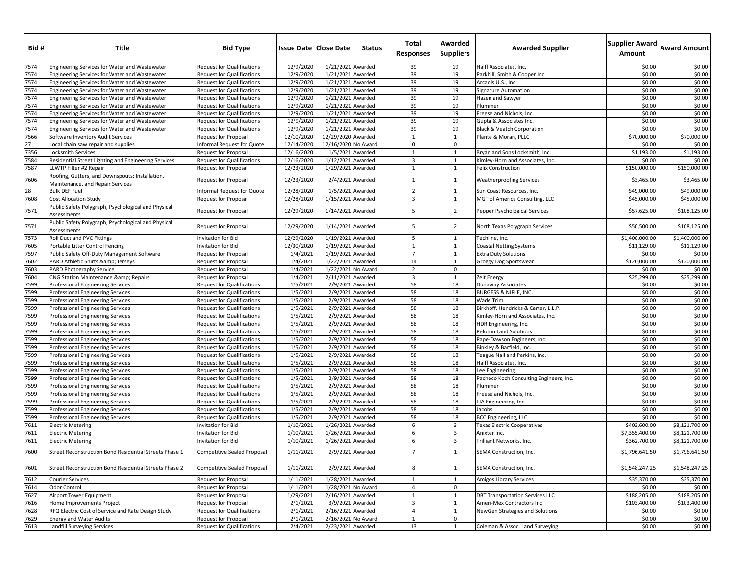| Bid # | Title | Bid Type | Issue Date | Close Date | Status | Total Responses | Awarded Suppliers | Awarded Supplier | Supplier Award Amount | Award Amount |
|---|---|---|---|---|---|---|---|---|---|---|
| 7574 | Engineering Services for Water and Wastewater | Request for Qualifications | 12/9/2020 | 1/21/2021 | Awarded | 39 | 19 | Halff Associates, Inc. | $0.00 | $0.00 |
| 7574 | Engineering Services for Water and Wastewater | Request for Qualifications | 12/9/2020 | 1/21/2021 | Awarded | 39 | 19 | Parkhill, Smith & Cooper Inc. | $0.00 | $0.00 |
| 7574 | Engineering Services for Water and Wastewater | Request for Qualifications | 12/9/2020 | 1/21/2021 | Awarded | 39 | 19 | Arcadis U.S., Inc. | $0.00 | $0.00 |
| 7574 | Engineering Services for Water and Wastewater | Request for Qualifications | 12/9/2020 | 1/21/2021 | Awarded | 39 | 19 | Signature Automation | $0.00 | $0.00 |
| 7574 | Engineering Services for Water and Wastewater | Request for Qualifications | 12/9/2020 | 1/21/2021 | Awarded | 39 | 19 | Hazen and Sawyer | $0.00 | $0.00 |
| 7574 | Engineering Services for Water and Wastewater | Request for Qualifications | 12/9/2020 | 1/21/2021 | Awarded | 39 | 19 | Plummer | $0.00 | $0.00 |
| 7574 | Engineering Services for Water and Wastewater | Request for Qualifications | 12/9/2020 | 1/21/2021 | Awarded | 39 | 19 | Freese and Nichols, Inc. | $0.00 | $0.00 |
| 7574 | Engineering Services for Water and Wastewater | Request for Qualifications | 12/9/2020 | 1/21/2021 | Awarded | 39 | 19 | Gupta & Associates Inc. | $0.00 | $0.00 |
| 7574 | Engineering Services for Water and Wastewater | Request for Qualifications | 12/9/2020 | 1/21/2021 | Awarded | 39 | 19 | Black & Veatch Corporation | $0.00 | $0.00 |
| 7566 | Software Inventory Audit Services | Request for Proposal | 12/10/2020 | 12/29/2020 | Awarded | 1 | 1 | Plante & Moran, PLLC | $70,000.00 | $70,000.00 |
| 27 | Local chain saw repair and supplies | Informal Request for Quote | 12/14/2020 | 12/16/2020 | No Award | 0 | 0 | | $0.00 | $0.00 |
| 7356 | Locksmith Services | Request for Proposal | 12/16/2020 | 1/5/2021 | Awarded | 1 | 1 | Bryan and Sons Locksmith, Inc. | $1,193.00 | $1,193.00 |
| 7584 | Residential Street Lighting and Engineering Services | Request for Qualifications | 12/16/2020 | 1/12/2021 | Awarded | 3 | 1 | Kimley-Horn and Associates, Inc. | $0.00 | $0.00 |
| 7587 | LLWTP Filter #2 Repair | Request for Proposal | 12/23/2020 | 1/29/2021 | Awarded | 1 | 1 | Felix Construction | $150,000.00 | $150,000.00 |
| 7606 | Roofing, Gutters, and Downspouts: Installation, Maintenance, and Repair Services | Request for Proposal | 12/23/2020 | 2/4/2021 | Awarded | 1 | 1 | Weatherproofing Services | $3,465.00 | $3,465.00 |
| 28 | Bulk DEF Fuel | Informal Request for Quote | 12/28/2020 | 1/5/2021 | Awarded | 2 | 1 | Sun Coast Resources, Inc. | $49,000.00 | $49,000.00 |
| 7608 | Cost Allocation Study | Request for Proposal | 12/28/2020 | 1/15/2021 | Awarded | 3 | 1 | MGT of America Consulting, LLC | $45,000.00 | $45,000.00 |
| 7571 | Public Safety Polygraph, Psychological and Physical Assessments | Request for Proposal | 12/29/2020 | 1/14/2021 | Awarded | 5 | 2 | Pepper Psychological Services | $57,625.00 | $108,125.00 |
| 7571 | Public Safety Polygraph, Psychological and Physical Assessments | Request for Proposal | 12/29/2020 | 1/14/2021 | Awarded | 5 | 2 | North Texas Polygraph Services | $50,500.00 | $108,125.00 |
| 7573 | Roll Duct and PVC Fittings | Invitation for Bid | 12/29/2020 | 1/19/2021 | Awarded | 5 | 1 | Techline, Inc. | $1,400,000.00 | $1,400,000.00 |
| 7605 | Portable Litter Control Fencing | Invitation for Bid | 12/30/2020 | 1/19/2021 | Awarded | 1 | 1 | Coastal Netting Systems | $11,129.00 | $11,129.00 |
| 7597 | Public Safety Off-Duty Management Software | Request for Proposal | 1/4/2021 | 1/19/2021 | Awarded | 7 | 1 | Extra Duty Solutions | $0.00 | $0.00 |
| 7602 | PARD Athletic Shirts &amp; Jerseys | Request for Proposal | 1/4/2021 | 1/22/2021 | Awarded | 14 | 1 | Groggy Dog Sportswear | $120,000.00 | $120,000.00 |
| 7603 | PARD Photography Service | Request for Proposal | 1/4/2021 | 1/22/2021 | No Award | 2 | 0 | | $0.00 | $0.00 |
| 7604 | CNG Station Maintenance &amp; Repairs | Request for Proposal | 1/4/2021 | 2/11/2021 | Awarded | 3 | 1 | Zeit Energy | $25,299.00 | $25,299.00 |
| 7599 | Professional Engineering Services | Request for Qualifications | 1/5/2021 | 2/9/2021 | Awarded | 58 | 18 | Dunaway Associates | $0.00 | $0.00 |
| 7599 | Professional Engineering Services | Request for Qualifications | 1/5/2021 | 2/9/2021 | Awarded | 58 | 18 | BURGESS & NIPLE, INC. | $0.00 | $0.00 |
| 7599 | Professional Engineering Services | Request for Qualifications | 1/5/2021 | 2/9/2021 | Awarded | 58 | 18 | Wade Trim | $0.00 | $0.00 |
| 7599 | Professional Engineering Services | Request for Qualifications | 1/5/2021 | 2/9/2021 | Awarded | 58 | 18 | Birkhoff, Hendricks & Carter, L.L.P. | $0.00 | $0.00 |
| 7599 | Professional Engineering Services | Request for Qualifications | 1/5/2021 | 2/9/2021 | Awarded | 58 | 18 | Kimley-Horn and Associates, Inc. | $0.00 | $0.00 |
| 7599 | Professional Engineering Services | Request for Qualifications | 1/5/2021 | 2/9/2021 | Awarded | 58 | 18 | HDR Engineering, Inc. | $0.00 | $0.00 |
| 7599 | Professional Engineering Services | Request for Qualifications | 1/5/2021 | 2/9/2021 | Awarded | 58 | 18 | Peloton Land Solutions | $0.00 | $0.00 |
| 7599 | Professional Engineering Services | Request for Qualifications | 1/5/2021 | 2/9/2021 | Awarded | 58 | 18 | Pape-Dawson Engineers, Inc. | $0.00 | $0.00 |
| 7599 | Professional Engineering Services | Request for Qualifications | 1/5/2021 | 2/9/2021 | Awarded | 58 | 18 | Binkley & Barfield, Inc. | $0.00 | $0.00 |
| 7599 | Professional Engineering Services | Request for Qualifications | 1/5/2021 | 2/9/2021 | Awarded | 58 | 18 | Teague Nall and Perkins, Inc. | $0.00 | $0.00 |
| 7599 | Professional Engineering Services | Request for Qualifications | 1/5/2021 | 2/9/2021 | Awarded | 58 | 18 | Halff Associates, Inc. | $0.00 | $0.00 |
| 7599 | Professional Engineering Services | Request for Qualifications | 1/5/2021 | 2/9/2021 | Awarded | 58 | 18 | Lee Engineering | $0.00 | $0.00 |
| 7599 | Professional Engineering Services | Request for Qualifications | 1/5/2021 | 2/9/2021 | Awarded | 58 | 18 | Pacheco Koch Consulting Engineers, Inc. | $0.00 | $0.00 |
| 7599 | Professional Engineering Services | Request for Qualifications | 1/5/2021 | 2/9/2021 | Awarded | 58 | 18 | Plummer | $0.00 | $0.00 |
| 7599 | Professional Engineering Services | Request for Qualifications | 1/5/2021 | 2/9/2021 | Awarded | 58 | 18 | Freese and Nichols, Inc. | $0.00 | $0.00 |
| 7599 | Professional Engineering Services | Request for Qualifications | 1/5/2021 | 2/9/2021 | Awarded | 58 | 18 | LJA Engineering, Inc. | $0.00 | $0.00 |
| 7599 | Professional Engineering Services | Request for Qualifications | 1/5/2021 | 2/9/2021 | Awarded | 58 | 18 | Jacobs | $0.00 | $0.00 |
| 7599 | Professional Engineering Services | Request for Qualifications | 1/5/2021 | 2/9/2021 | Awarded | 58 | 18 | BCC Engineering, LLC | $0.00 | $0.00 |
| 7611 | Electric Metering | Invitation for Bid | 1/10/2021 | 1/26/2021 | Awarded | 6 | 3 | Texas Electric Cooperatives | $403,600.00 | $8,121,700.00 |
| 7611 | Electric Metering | Invitation for Bid | 1/10/2021 | 1/26/2021 | Awarded | 6 | 3 | Anixter Inc. | $7,355,400.00 | $8,121,700.00 |
| 7611 | Electric Metering | Invitation for Bid | 1/10/2021 | 1/26/2021 | Awarded | 6 | 3 | Trilliant Networks, Inc. | $362,700.00 | $8,121,700.00 |
| 7600 | Street Reconstruction Bond Residential Streets Phase 1 | Competitive Sealed Proposal | 1/11/2021 | 2/9/2021 | Awarded | 7 | 1 | SEMA Construction, Inc. | $1,796,641.50 | $1,796,641.50 |
| 7601 | Street Reconstruction Bond Residential Streets Phase 2 | Competitive Sealed Proposal | 1/11/2021 | 2/9/2021 | Awarded | 8 | 1 | SEMA Construction, Inc. | $1,548,247.25 | $1,548,247.25 |
| 7612 | Courier Services | Request for Proposal | 1/11/2021 | 1/28/2021 | Awarded | 1 | 1 | Amigos Library Services | $35,370.00 | $35,370.00 |
| 7614 | Odor Control | Request for Proposal | 1/11/2021 | 1/28/2021 | No Award | 4 | 0 | | $0.00 | $0.00 |
| 7627 | Airport Tower Equipment | Request for Proposal | 1/29/2021 | 2/16/2021 | Awarded | 1 | 1 | DBT Transportation Services LLC | $188,205.00 | $188,205.00 |
| 7616 | Home Improvements Project | Request for Proposal | 2/1/2021 | 3/9/2021 | Awarded | 3 | 1 | Ameri-Mex Contractors Inc | $103,400.00 | $103,400.00 |
| 7628 | RFQ Electric Cost of Service and Rate Design Study | Request for Qualifications | 2/1/2021 | 2/16/2021 | Awarded | 4 | 1 | NewGen Strategies and Solutions | $0.00 | $0.00 |
| 7629 | Energy and Water Audits | Request for Proposal | 2/1/2021 | 2/16/2021 | No Award | 1 | 0 | | $0.00 | $0.00 |
| 7613 | Landfill Surveying Services | Request for Qualifications | 2/4/2021 | 2/23/2021 | Awarded | 13 | 1 | Coleman & Assoc. Land Surveying | $0.00 | $0.00 |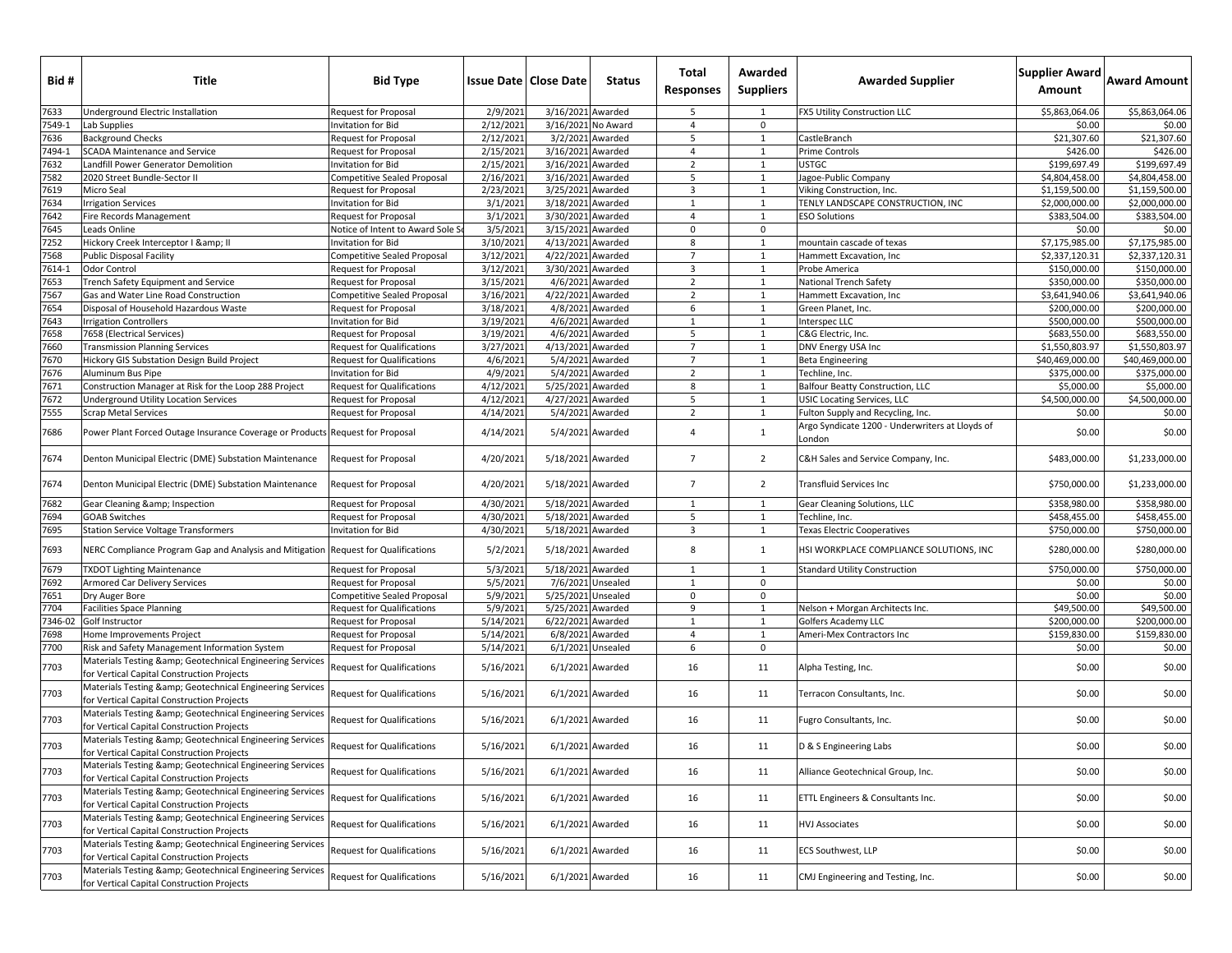| Bid # | Title | Bid Type | Issue Date | Close Date | Status | Total Responses | Awarded Suppliers | Awarded Supplier | Supplier Award Amount | Award Amount |
|---|---|---|---|---|---|---|---|---|---|---|
| 7633 | Underground Electric Installation | Request for Proposal | 2/9/2021 | 3/16/2021 | Awarded | 5 | 1 | FX5 Utility Construction LLC | $5,863,064.06 | $5,863,064.06 |
| 7549-1 | Lab Supplies | Invitation for Bid | 2/12/2021 | 3/16/2021 | No Award | 4 | 0 | | $0.00 | $0.00 |
| 7636 | Background Checks | Request for Proposal | 2/12/2021 | 3/2/2021 | Awarded | 5 | 1 | CastleBranch | $21,307.60 | $21,307.60 |
| 7494-1 | SCADA Maintenance and Service | Request for Proposal | 2/15/2021 | 3/16/2021 | Awarded | 4 | 1 | Prime Controls | $426.00 | $426.00 |
| 7632 | Landfill Power Generator Demolition | Invitation for Bid | 2/15/2021 | 3/16/2021 | Awarded | 2 | 1 | USTGC | $199,697.49 | $199,697.49 |
| 7582 | 2020 Street Bundle-Sector II | Competitive Sealed Proposal | 2/16/2021 | 3/16/2021 | Awarded | 5 | 1 | Jagoe-Public Company | $4,804,458.00 | $4,804,458.00 |
| 7619 | Micro Seal | Request for Proposal | 2/23/2021 | 3/25/2021 | Awarded | 3 | 1 | Viking Construction, Inc. | $1,159,500.00 | $1,159,500.00 |
| 7634 | Irrigation Services | Invitation for Bid | 3/1/2021 | 3/18/2021 | Awarded | 1 | 1 | TENLY LANDSCAPE CONSTRUCTION, INC | $2,000,000.00 | $2,000,000.00 |
| 7642 | Fire Records Management | Request for Proposal | 3/1/2021 | 3/30/2021 | Awarded | 4 | 1 | ESO Solutions | $383,504.00 | $383,504.00 |
| 7645 | Leads Online | Notice of Intent to Award Sole S | 3/5/2021 | 3/15/2021 | Awarded | 0 | 0 | | $0.00 | $0.00 |
| 7252 | Hickory Creek Interceptor I &amp; II | Invitation for Bid | 3/10/2021 | 4/13/2021 | Awarded | 8 | 1 | mountain cascade of texas | $7,175,985.00 | $7,175,985.00 |
| 7568 | Public Disposal Facility | Competitive Sealed Proposal | 3/12/2021 | 4/22/2021 | Awarded | 7 | 1 | Hammett Excavation, Inc | $2,337,120.31 | $2,337,120.31 |
| 7614-1 | Odor Control | Request for Proposal | 3/12/2021 | 3/30/2021 | Awarded | 3 | 1 | Probe America | $150,000.00 | $150,000.00 |
| 7653 | Trench Safety Equipment and Service | Request for Proposal | 3/15/2021 | 4/6/2021 | Awarded | 2 | 1 | National Trench Safety | $350,000.00 | $350,000.00 |
| 7567 | Gas and Water Line Road Construction | Competitive Sealed Proposal | 3/16/2021 | 4/22/2021 | Awarded | 2 | 1 | Hammett Excavation, Inc | $3,641,940.06 | $3,641,940.06 |
| 7654 | Disposal of Household Hazardous Waste | Request for Proposal | 3/18/2021 | 4/8/2021 | Awarded | 6 | 1 | Green Planet, Inc. | $200,000.00 | $200,000.00 |
| 7643 | Irrigation Controllers | Invitation for Bid | 3/19/2021 | 4/6/2021 | Awarded | 1 | 1 | Interspec LLC | $500,000.00 | $500,000.00 |
| 7658 | 7658 (Electrical Services) | Request for Proposal | 3/19/2021 | 4/6/2021 | Awarded | 5 | 1 | C&G Electric, Inc. | $683,550.00 | $683,550.00 |
| 7660 | Transmission Planning Services | Request for Qualifications | 3/27/2021 | 4/13/2021 | Awarded | 7 | 1 | DNV Energy USA Inc | $1,550,803.97 | $1,550,803.97 |
| 7670 | Hickory GIS Substation Design Build Project | Request for Qualifications | 4/6/2021 | 5/4/2021 | Awarded | 7 | 1 | Beta Engineering | $40,469,000.00 | $40,469,000.00 |
| 7676 | Aluminum Bus Pipe | Invitation for Bid | 4/9/2021 | 5/4/2021 | Awarded | 2 | 1 | Techline, Inc. | $375,000.00 | $375,000.00 |
| 7671 | Construction Manager at Risk for the Loop 288 Project | Request for Qualifications | 4/12/2021 | 5/25/2021 | Awarded | 8 | 1 | Balfour Beatty Construction, LLC | $5,000.00 | $5,000.00 |
| 7672 | Underground Utility Location Services | Request for Proposal | 4/12/2021 | 4/27/2021 | Awarded | 5 | 1 | USIC Locating Services, LLC | $4,500,000.00 | $4,500,000.00 |
| 7555 | Scrap Metal Services | Request for Proposal | 4/14/2021 | 5/4/2021 | Awarded | 2 | 1 | Fulton Supply and Recycling, Inc. | $0.00 | $0.00 |
| 7686 | Power Plant Forced Outage Insurance Coverage or Products | Request for Proposal | 4/14/2021 | 5/4/2021 | Awarded | 4 | 1 | Argo Syndicate 1200 - Underwriters at Lloyds of London | $0.00 | $0.00 |
| 7674 | Denton Municipal Electric (DME) Substation Maintenance | Request for Proposal | 4/20/2021 | 5/18/2021 | Awarded | 7 | 2 | C&H Sales and Service Company, Inc. | $483,000.00 | $1,233,000.00 |
| 7674 | Denton Municipal Electric (DME) Substation Maintenance | Request for Proposal | 4/20/2021 | 5/18/2021 | Awarded | 7 | 2 | Transfluid Services Inc | $750,000.00 | $1,233,000.00 |
| 7682 | Gear Cleaning &amp; Inspection | Request for Proposal | 4/30/2021 | 5/18/2021 | Awarded | 1 | 1 | Gear Cleaning Solutions, LLC | $358,980.00 | $358,980.00 |
| 7694 | GOAB Switches | Request for Proposal | 4/30/2021 | 5/18/2021 | Awarded | 5 | 1 | Techline, Inc. | $458,455.00 | $458,455.00 |
| 7695 | Station Service Voltage Transformers | Invitation for Bid | 4/30/2021 | 5/18/2021 | Awarded | 3 | 1 | Texas Electric Cooperatives | $750,000.00 | $750,000.00 |
| 7693 | NERC Compliance Program Gap and Analysis and Mitigation | Request for Qualifications | 5/2/2021 | 5/18/2021 | Awarded | 8 | 1 | HSI WORKPLACE COMPLIANCE SOLUTIONS, INC | $280,000.00 | $280,000.00 |
| 7679 | TXDOT Lighting Maintenance | Request for Proposal | 5/3/2021 | 5/18/2021 | Awarded | 1 | 1 | Standard Utility Construction | $750,000.00 | $750,000.00 |
| 7692 | Armored Car Delivery Services | Request for Proposal | 5/5/2021 | 7/6/2021 | Unsealed | 1 | 0 | | $0.00 | $0.00 |
| 7651 | Dry Auger Bore | Competitive Sealed Proposal | 5/9/2021 | 5/25/2021 | Unsealed | 0 | 0 | | $0.00 | $0.00 |
| 7704 | Facilities Space Planning | Request for Qualifications | 5/9/2021 | 5/25/2021 | Awarded | 9 | 1 | Nelson + Morgan Architects Inc. | $49,500.00 | $49,500.00 |
| 7346-02 | Golf Instructor | Request for Proposal | 5/14/2021 | 6/22/2021 | Awarded | 1 | 1 | Golfers Academy LLC | $200,000.00 | $200,000.00 |
| 7698 | Home Improvements Project | Request for Proposal | 5/14/2021 | 6/8/2021 | Awarded | 4 | 1 | Ameri-Mex Contractors Inc | $159,830.00 | $159,830.00 |
| 7700 | Risk and Safety Management Information System | Request for Proposal | 5/14/2021 | 6/1/2021 | Unsealed | 6 | 0 | | $0.00 | $0.00 |
| 7703 | Materials Testing &amp; Geotechnical Engineering Services for Vertical Capital Construction Projects | Request for Qualifications | 5/16/2021 | 6/1/2021 | Awarded | 16 | 11 | Alpha Testing, Inc. | $0.00 | $0.00 |
| 7703 | Materials Testing &amp; Geotechnical Engineering Services for Vertical Capital Construction Projects | Request for Qualifications | 5/16/2021 | 6/1/2021 | Awarded | 16 | 11 | Terracon Consultants, Inc. | $0.00 | $0.00 |
| 7703 | Materials Testing &amp; Geotechnical Engineering Services for Vertical Capital Construction Projects | Request for Qualifications | 5/16/2021 | 6/1/2021 | Awarded | 16 | 11 | Fugro Consultants, Inc. | $0.00 | $0.00 |
| 7703 | Materials Testing &amp; Geotechnical Engineering Services for Vertical Capital Construction Projects | Request for Qualifications | 5/16/2021 | 6/1/2021 | Awarded | 16 | 11 | D & S Engineering Labs | $0.00 | $0.00 |
| 7703 | Materials Testing &amp; Geotechnical Engineering Services for Vertical Capital Construction Projects | Request for Qualifications | 5/16/2021 | 6/1/2021 | Awarded | 16 | 11 | Alliance Geotechnical Group, Inc. | $0.00 | $0.00 |
| 7703 | Materials Testing &amp; Geotechnical Engineering Services for Vertical Capital Construction Projects | Request for Qualifications | 5/16/2021 | 6/1/2021 | Awarded | 16 | 11 | ETTL Engineers & Consultants Inc. | $0.00 | $0.00 |
| 7703 | Materials Testing &amp; Geotechnical Engineering Services for Vertical Capital Construction Projects | Request for Qualifications | 5/16/2021 | 6/1/2021 | Awarded | 16 | 11 | HVJ Associates | $0.00 | $0.00 |
| 7703 | Materials Testing &amp; Geotechnical Engineering Services for Vertical Capital Construction Projects | Request for Qualifications | 5/16/2021 | 6/1/2021 | Awarded | 16 | 11 | ECS Southwest, LLP | $0.00 | $0.00 |
| 7703 | Materials Testing &amp; Geotechnical Engineering Services for Vertical Capital Construction Projects | Request for Qualifications | 5/16/2021 | 6/1/2021 | Awarded | 16 | 11 | CMJ Engineering and Testing, Inc. | $0.00 | $0.00 |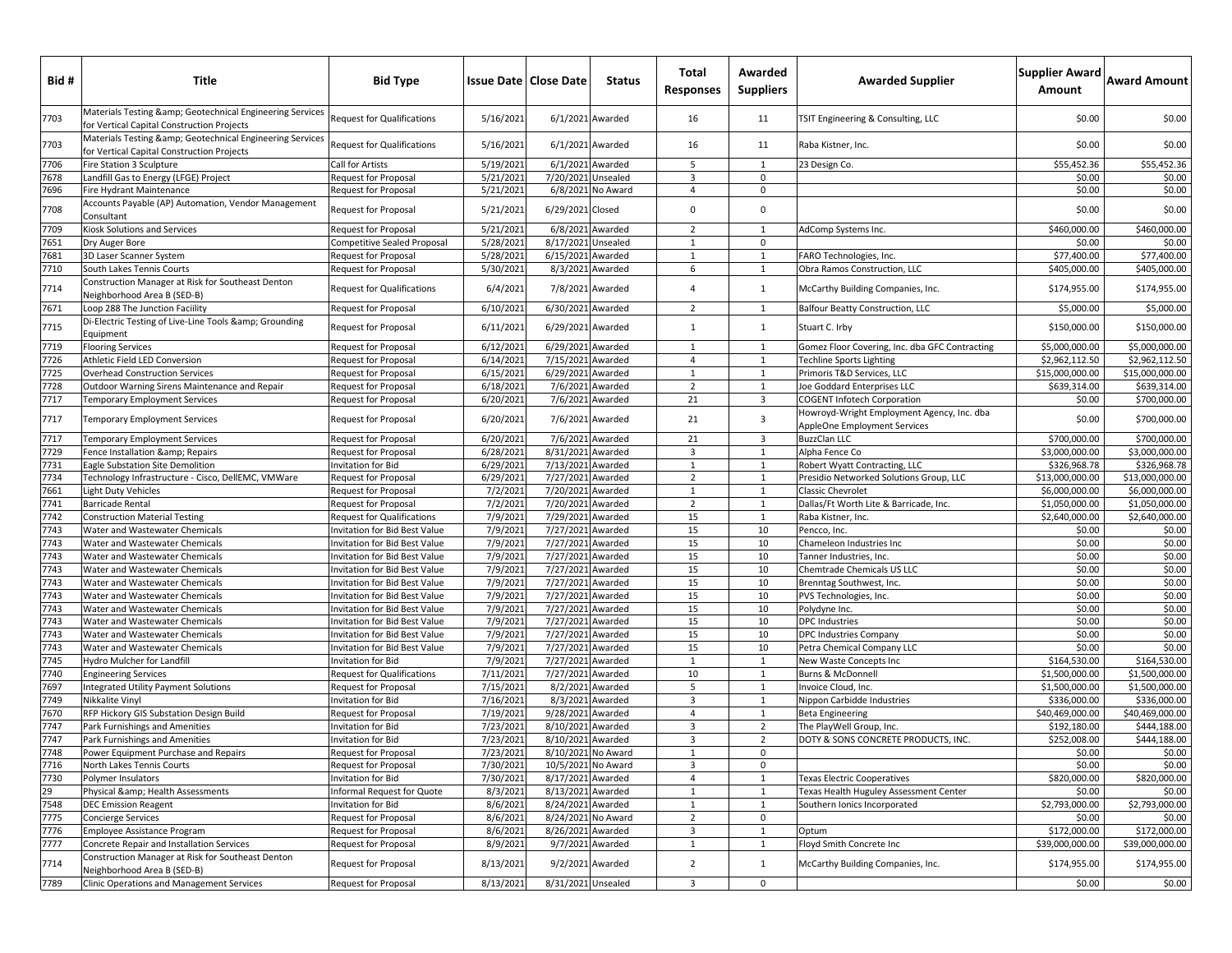| Bid # | Title | Bid Type | Issue Date | Close Date | Status | Total Responses | Awarded Suppliers | Awarded Supplier | Supplier Award Amount | Award Amount |
|---|---|---|---|---|---|---|---|---|---|---|
| 7703 | Materials Testing &amp; Geotechnical Engineering Services for Vertical Capital Construction Projects | Request for Qualifications | 5/16/2021 | 6/1/2021 | Awarded | 16 | 11 | TSIT Engineering & Consulting, LLC | $0.00 | $0.00 |
| 7703 | Materials Testing &amp; Geotechnical Engineering Services for Vertical Capital Construction Projects | Request for Qualifications | 5/16/2021 | 6/1/2021 | Awarded | 16 | 11 | Raba Kistner, Inc. | $0.00 | $0.00 |
| 7706 | Fire Station 3 Sculpture | Call for Artists | 5/19/2021 | 6/1/2021 | Awarded | 5 | 1 | 23 Design Co. | $55,452.36 | $55,452.36 |
| 7678 | Landfill Gas to Energy (LFGE) Project | Request for Proposal | 5/21/2021 | 7/20/2021 | Unsealed | 3 | 0 | | $0.00 | $0.00 |
| 7696 | Fire Hydrant Maintenance | Request for Proposal | 5/21/2021 | 6/8/2021 | No Award | 4 | 0 | | $0.00 | $0.00 |
| 7708 | Accounts Payable (AP) Automation, Vendor Management Consultant | Request for Proposal | 5/21/2021 | 6/29/2021 | Closed | 0 | 0 | | $0.00 | $0.00 |
| 7709 | Kiosk Solutions and Services | Request for Proposal | 5/21/2021 | 6/8/2021 | Awarded | 2 | 1 | AdComp Systems Inc. | $460,000.00 | $460,000.00 |
| 7651 | Dry Auger Bore | Competitive Sealed Proposal | 5/28/2021 | 8/17/2021 | Unsealed | 1 | 0 | | $0.00 | $0.00 |
| 7681 | 3D Laser Scanner System | Request for Proposal | 5/28/2021 | 6/15/2021 | Awarded | 1 | 1 | FARO Technologies, Inc. | $77,400.00 | $77,400.00 |
| 7710 | South Lakes Tennis Courts | Request for Proposal | 5/30/2021 | 8/3/2021 | Awarded | 6 | 1 | Obra Ramos Construction, LLC | $405,000.00 | $405,000.00 |
| 7714 | Construction Manager at Risk for Southeast Denton Neighborhood Area B (SED-B) | Request for Qualifications | 6/4/2021 | 7/8/2021 | Awarded | 4 | 1 | McCarthy Building Companies, Inc. | $174,955.00 | $174,955.00 |
| 7671 | Loop 288 The Junction Faciility | Request for Proposal | 6/10/2021 | 6/30/2021 | Awarded | 2 | 1 | Balfour Beatty Construction, LLC | $5,000.00 | $5,000.00 |
| 7715 | Di-Electric Testing of Live-Line Tools &amp; Grounding Equipment | Request for Proposal | 6/11/2021 | 6/29/2021 | Awarded | 1 | 1 | Stuart C. Irby | $150,000.00 | $150,000.00 |
| 7719 | Flooring Services | Request for Proposal | 6/12/2021 | 6/29/2021 | Awarded | 1 | 1 | Gomez Floor Covering, Inc. dba GFC Contracting | $5,000,000.00 | $5,000,000.00 |
| 7726 | Athletic Field LED Conversion | Request for Proposal | 6/14/2021 | 7/15/2021 | Awarded | 4 | 1 | Techline Sports Lighting | $2,962,112.50 | $2,962,112.50 |
| 7725 | Overhead Construction Services | Request for Proposal | 6/15/2021 | 6/29/2021 | Awarded | 1 | 1 | Primoris T&D Services, LLC | $15,000,000.00 | $15,000,000.00 |
| 7728 | Outdoor Warning Sirens Maintenance and Repair | Request for Proposal | 6/18/2021 | 7/6/2021 | Awarded | 2 | 1 | Joe Goddard Enterprises LLC | $639,314.00 | $639,314.00 |
| 7717 | Temporary Employment Services | Request for Proposal | 6/20/2021 | 7/6/2021 | Awarded | 21 | 3 | COGENT Infotech Corporation | $0.00 | $700,000.00 |
| 7717 | Temporary Employment Services | Request for Proposal | 6/20/2021 | 7/6/2021 | Awarded | 21 | 3 | Howroyd-Wright Employment Agency, Inc. dba AppleOne Employment Services | $0.00 | $700,000.00 |
| 7717 | Temporary Employment Services | Request for Proposal | 6/20/2021 | 7/6/2021 | Awarded | 21 | 3 | BuzzClan LLC | $700,000.00 | $700,000.00 |
| 7729 | Fence Installation &amp; Repairs | Request for Proposal | 6/28/2021 | 8/31/2021 | Awarded | 3 | 1 | Alpha Fence Co | $3,000,000.00 | $3,000,000.00 |
| 7731 | Eagle Substation Site Demolition | Invitation for Bid | 6/29/2021 | 7/13/2021 | Awarded | 1 | 1 | Robert Wyatt Contracting, LLC | $326,968.78 | $326,968.78 |
| 7734 | Technology Infrastructure - Cisco, DellEMC, VMWare | Request for Proposal | 6/29/2021 | 7/27/2021 | Awarded | 2 | 1 | Presidio Networked Solutions Group, LLC | $13,000,000.00 | $13,000,000.00 |
| 7661 | Light Duty Vehicles | Request for Proposal | 7/2/2021 | 7/20/2021 | Awarded | 1 | 1 | Classic Chevrolet | $6,000,000.00 | $6,000,000.00 |
| 7741 | Barricade Rental | Request for Proposal | 7/2/2021 | 7/20/2021 | Awarded | 2 | 1 | Dallas/Ft Worth Lite & Barricade, Inc. | $1,050,000.00 | $1,050,000.00 |
| 7742 | Construction Material Testing | Request for Qualifications | 7/9/2021 | 7/29/2021 | Awarded | 15 | 1 | Raba Kistner, Inc. | $2,640,000.00 | $2,640,000.00 |
| 7743 | Water and Wastewater Chemicals | Invitation for Bid Best Value | 7/9/2021 | 7/27/2021 | Awarded | 15 | 10 | Pencco, Inc. | $0.00 | $0.00 |
| 7743 | Water and Wastewater Chemicals | Invitation for Bid Best Value | 7/9/2021 | 7/27/2021 | Awarded | 15 | 10 | Chameleon Industries Inc | $0.00 | $0.00 |
| 7743 | Water and Wastewater Chemicals | Invitation for Bid Best Value | 7/9/2021 | 7/27/2021 | Awarded | 15 | 10 | Tanner Industries, Inc. | $0.00 | $0.00 |
| 7743 | Water and Wastewater Chemicals | Invitation for Bid Best Value | 7/9/2021 | 7/27/2021 | Awarded | 15 | 10 | Chemtrade Chemicals US LLC | $0.00 | $0.00 |
| 7743 | Water and Wastewater Chemicals | Invitation for Bid Best Value | 7/9/2021 | 7/27/2021 | Awarded | 15 | 10 | Brenntag Southwest, Inc. | $0.00 | $0.00 |
| 7743 | Water and Wastewater Chemicals | Invitation for Bid Best Value | 7/9/2021 | 7/27/2021 | Awarded | 15 | 10 | PVS Technologies, Inc. | $0.00 | $0.00 |
| 7743 | Water and Wastewater Chemicals | Invitation for Bid Best Value | 7/9/2021 | 7/27/2021 | Awarded | 15 | 10 | Polydyne Inc. | $0.00 | $0.00 |
| 7743 | Water and Wastewater Chemicals | Invitation for Bid Best Value | 7/9/2021 | 7/27/2021 | Awarded | 15 | 10 | DPC Industries | $0.00 | $0.00 |
| 7743 | Water and Wastewater Chemicals | Invitation for Bid Best Value | 7/9/2021 | 7/27/2021 | Awarded | 15 | 10 | DPC Industries Company | $0.00 | $0.00 |
| 7743 | Water and Wastewater Chemicals | Invitation for Bid Best Value | 7/9/2021 | 7/27/2021 | Awarded | 15 | 10 | Petra Chemical Company LLC | $0.00 | $0.00 |
| 7745 | Hydro Mulcher for Landfill | Invitation for Bid | 7/9/2021 | 7/27/2021 | Awarded | 1 | 1 | New Waste Concepts Inc | $164,530.00 | $164,530.00 |
| 7740 | Engineering Services | Request for Qualifications | 7/11/2021 | 7/27/2021 | Awarded | 10 | 1 | Burns & McDonnell | $1,500,000.00 | $1,500,000.00 |
| 7697 | Integrated Utility Payment Solutions | Request for Proposal | 7/15/2021 | 8/2/2021 | Awarded | 5 | 1 | Invoice Cloud, Inc. | $1,500,000.00 | $1,500,000.00 |
| 7749 | Nikkalite Vinyl | Invitation for Bid | 7/16/2021 | 8/3/2021 | Awarded | 3 | 1 | Nippon Carbide Industries | $336,000.00 | $336,000.00 |
| 7670 | RFP Hickory GIS Substation Design Build | Request for Proposal | 7/19/2021 | 9/28/2021 | Awarded | 4 | 1 | Beta Engineering | $40,469,000.00 | $40,469,000.00 |
| 7747 | Park Furnishings and Amenities | Invitation for Bid | 7/23/2021 | 8/10/2021 | Awarded | 3 | 2 | The PlayWell Group, Inc. | $192,180.00 | $444,188.00 |
| 7747 | Park Furnishings and Amenities | Invitation for Bid | 7/23/2021 | 8/10/2021 | Awarded | 3 | 2 | DOTY & SONS CONCRETE PRODUCTS, INC. | $252,008.00 | $444,188.00 |
| 7748 | Power Equipment Purchase and Repairs | Request for Proposal | 7/23/2021 | 8/10/2021 | No Award | 1 | 0 | | $0.00 | $0.00 |
| 7716 | North Lakes Tennis Courts | Request for Proposal | 7/30/2021 | 10/5/2021 | No Award | 3 | 0 | | $0.00 | $0.00 |
| 7730 | Polymer Insulators | Invitation for Bid | 7/30/2021 | 8/17/2021 | Awarded | 4 | 1 | Texas Electric Cooperatives | $820,000.00 | $820,000.00 |
| 29 | Physical &amp; Health Assessments | Informal Request for Quote | 8/3/2021 | 8/13/2021 | Awarded | 1 | 1 | Texas Health Huguley Assessment Center | $0.00 | $0.00 |
| 7548 | DEC Emission Reagent | Invitation for Bid | 8/6/2021 | 8/24/2021 | Awarded | 1 | 1 | Southern Ionics Incorporated | $2,793,000.00 | $2,793,000.00 |
| 7775 | Concierge Services | Request for Proposal | 8/6/2021 | 8/24/2021 | No Award | 2 | 0 | | $0.00 | $0.00 |
| 7776 | Employee Assistance Program | Request for Proposal | 8/6/2021 | 8/26/2021 | Awarded | 3 | 1 | Optum | $172,000.00 | $172,000.00 |
| 7777 | Concrete Repair and Installation Services | Request for Proposal | 8/9/2021 | 9/7/2021 | Awarded | 1 | 1 | Floyd Smith Concrete Inc | $39,000,000.00 | $39,000,000.00 |
| 7714 | Construction Manager at Risk for Southeast Denton Neighborhood Area B (SED-B) | Request for Proposal | 8/13/2021 | 9/2/2021 | Awarded | 2 | 1 | McCarthy Building Companies, Inc. | $174,955.00 | $174,955.00 |
| 7789 | Clinic Operations and Management Services | Request for Proposal | 8/13/2021 | 8/31/2021 | Unsealed | 3 | 0 | | $0.00 | $0.00 |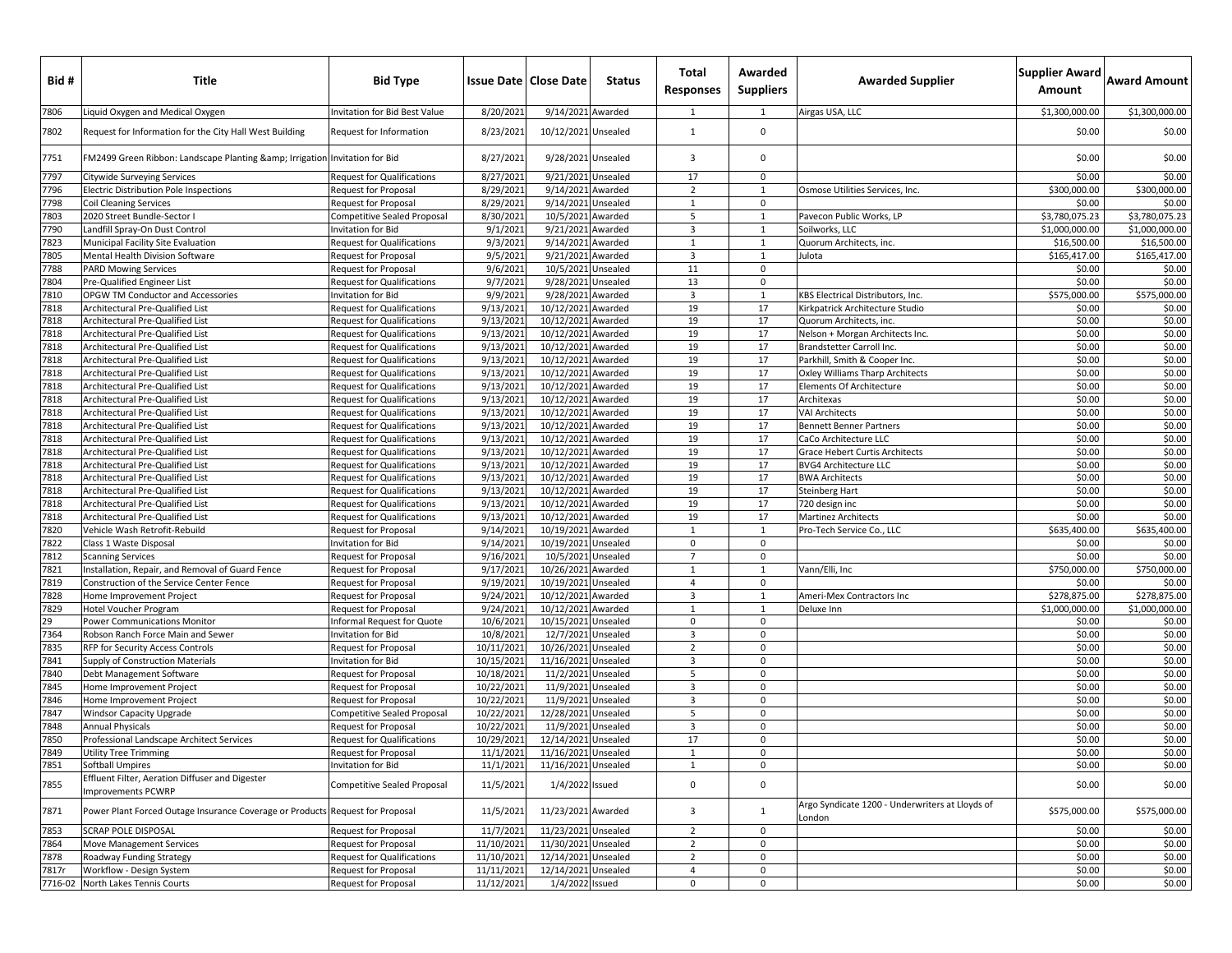| Bid # | Title | Bid Type | Issue Date | Close Date | Status | Total Responses | Awarded Suppliers | Awarded Supplier | Supplier Award Amount | Award Amount |
|---|---|---|---|---|---|---|---|---|---|---|
| 7806 | Liquid Oxygen and Medical Oxygen | Invitation for Bid Best Value | 8/20/2021 | 9/14/2021 | Awarded | 1 | 1 | Airgas USA, LLC | $1,300,000.00 | $1,300,000.00 |
| 7802 | Request for Information for the City Hall West Building | Request for Information | 8/23/2021 | 10/12/2021 | Unsealed | 1 | 0 | | $0.00 | $0.00 |
| 7751 | FM2499 Green Ribbon: Landscape Planting &amp; Irrigation | Invitation for Bid | 8/27/2021 | 9/28/2021 | Unsealed | 3 | 0 | | $0.00 | $0.00 |
| 7797 | Citywide Surveying Services | Request for Qualifications | 8/27/2021 | 9/21/2021 | Unsealed | 17 | 0 | | $0.00 | $0.00 |
| 7796 | Electric Distribution Pole Inspections | Request for Proposal | 8/29/2021 | 9/14/2021 | Awarded | 2 | 1 | Osmose Utilities Services, Inc. | $300,000.00 | $300,000.00 |
| 7798 | Coil Cleaning Services | Request for Proposal | 8/29/2021 | 9/14/2021 | Unsealed | 1 | 0 | | $0.00 | $0.00 |
| 7803 | 2020 Street Bundle-Sector I | Competitive Sealed Proposal | 8/30/2021 | 10/5/2021 | Awarded | 5 | 1 | Pavecon Public Works, LP | $3,780,075.23 | $3,780,075.23 |
| 7790 | Landfill Spray-On Dust Control | Invitation for Bid | 9/1/2021 | 9/21/2021 | Awarded | 3 | 1 | Soilworks, LLC | $1,000,000.00 | $1,000,000.00 |
| 7823 | Municipal Facility Site Evaluation | Request for Qualifications | 9/3/2021 | 9/14/2021 | Awarded | 1 | 1 | Quorum Architects, inc. | $16,500.00 | $16,500.00 |
| 7805 | Mental Health Division Software | Request for Proposal | 9/5/2021 | 9/21/2021 | Awarded | 3 | 1 | Julota | $165,417.00 | $165,417.00 |
| 7788 | PARD Mowing Services | Request for Proposal | 9/6/2021 | 10/5/2021 | Unsealed | 11 | 0 | | $0.00 | $0.00 |
| 7804 | Pre-Qualified Engineer List | Request for Qualifications | 9/7/2021 | 9/28/2021 | Unsealed | 13 | 0 | | $0.00 | $0.00 |
| 7810 | OPGW TM Conductor and Accessories | Invitation for Bid | 9/9/2021 | 9/28/2021 | Awarded | 3 | 1 | KBS Electrical Distributors, Inc. | $575,000.00 | $575,000.00 |
| 7818 | Architectural Pre-Qualified List | Request for Qualifications | 9/13/2021 | 10/12/2021 | Awarded | 19 | 17 | Kirkpatrick Architecture Studio | $0.00 | $0.00 |
| 7818 | Architectural Pre-Qualified List | Request for Qualifications | 9/13/2021 | 10/12/2021 | Awarded | 19 | 17 | Quorum Architects, inc. | $0.00 | $0.00 |
| 7818 | Architectural Pre-Qualified List | Request for Qualifications | 9/13/2021 | 10/12/2021 | Awarded | 19 | 17 | Nelson + Morgan Architects Inc. | $0.00 | $0.00 |
| 7818 | Architectural Pre-Qualified List | Request for Qualifications | 9/13/2021 | 10/12/2021 | Awarded | 19 | 17 | Brandstetter Carroll Inc. | $0.00 | $0.00 |
| 7818 | Architectural Pre-Qualified List | Request for Qualifications | 9/13/2021 | 10/12/2021 | Awarded | 19 | 17 | Parkhill, Smith & Cooper Inc. | $0.00 | $0.00 |
| 7818 | Architectural Pre-Qualified List | Request for Qualifications | 9/13/2021 | 10/12/2021 | Awarded | 19 | 17 | Oxley Williams Tharp Architects | $0.00 | $0.00 |
| 7818 | Architectural Pre-Qualified List | Request for Qualifications | 9/13/2021 | 10/12/2021 | Awarded | 19 | 17 | Elements Of Architecture | $0.00 | $0.00 |
| 7818 | Architectural Pre-Qualified List | Request for Qualifications | 9/13/2021 | 10/12/2021 | Awarded | 19 | 17 | Architexas | $0.00 | $0.00 |
| 7818 | Architectural Pre-Qualified List | Request for Qualifications | 9/13/2021 | 10/12/2021 | Awarded | 19 | 17 | VAI Architects | $0.00 | $0.00 |
| 7818 | Architectural Pre-Qualified List | Request for Qualifications | 9/13/2021 | 10/12/2021 | Awarded | 19 | 17 | Bennett Benner Partners | $0.00 | $0.00 |
| 7818 | Architectural Pre-Qualified List | Request for Qualifications | 9/13/2021 | 10/12/2021 | Awarded | 19 | 17 | CaCo Architecture LLC | $0.00 | $0.00 |
| 7818 | Architectural Pre-Qualified List | Request for Qualifications | 9/13/2021 | 10/12/2021 | Awarded | 19 | 17 | Grace Hebert Curtis Architects | $0.00 | $0.00 |
| 7818 | Architectural Pre-Qualified List | Request for Qualifications | 9/13/2021 | 10/12/2021 | Awarded | 19 | 17 | BVG4 Architecture LLC | $0.00 | $0.00 |
| 7818 | Architectural Pre-Qualified List | Request for Qualifications | 9/13/2021 | 10/12/2021 | Awarded | 19 | 17 | BWA Architects | $0.00 | $0.00 |
| 7818 | Architectural Pre-Qualified List | Request for Qualifications | 9/13/2021 | 10/12/2021 | Awarded | 19 | 17 | Steinberg Hart | $0.00 | $0.00 |
| 7818 | Architectural Pre-Qualified List | Request for Qualifications | 9/13/2021 | 10/12/2021 | Awarded | 19 | 17 | 720 design inc | $0.00 | $0.00 |
| 7818 | Architectural Pre-Qualified List | Request for Qualifications | 9/13/2021 | 10/12/2021 | Awarded | 19 | 17 | Martinez Architects | $0.00 | $0.00 |
| 7820 | Vehicle Wash Retrofit-Rebuild | Request for Proposal | 9/14/2021 | 10/19/2021 | Awarded | 1 | 1 | Pro-Tech Service Co., LLC | $635,400.00 | $635,400.00 |
| 7822 | Class 1 Waste Disposal | Invitation for Bid | 9/14/2021 | 10/19/2021 | Unsealed | 0 | 0 | | $0.00 | $0.00 |
| 7812 | Scanning Services | Request for Proposal | 9/16/2021 | 10/5/2021 | Unsealed | 7 | 0 | | $0.00 | $0.00 |
| 7821 | Installation, Repair, and Removal of Guard Fence | Request for Proposal | 9/17/2021 | 10/26/2021 | Awarded | 1 | 1 | Vann/Elli, Inc | $750,000.00 | $750,000.00 |
| 7819 | Construction of the Service Center Fence | Request for Proposal | 9/19/2021 | 10/19/2021 | Unsealed | 4 | 0 | | $0.00 | $0.00 |
| 7828 | Home Improvement Project | Request for Proposal | 9/24/2021 | 10/12/2021 | Awarded | 3 | 1 | Ameri-Mex Contractors Inc | $278,875.00 | $278,875.00 |
| 7829 | Hotel Voucher Program | Request for Proposal | 9/24/2021 | 10/12/2021 | Awarded | 1 | 1 | Deluxe Inn | $1,000,000.00 | $1,000,000.00 |
| 29 | Power Communications Monitor | Informal Request for Quote | 10/6/2021 | 10/15/2021 | Unsealed | 0 | 0 | | $0.00 | $0.00 |
| 7364 | Robson Ranch Force Main and Sewer | Invitation for Bid | 10/8/2021 | 12/7/2021 | Unsealed | 3 | 0 | | $0.00 | $0.00 |
| 7835 | RFP for Security Access Controls | Request for Proposal | 10/11/2021 | 10/26/2021 | Unsealed | 2 | 0 | | $0.00 | $0.00 |
| 7841 | Supply of Construction Materials | Invitation for Bid | 10/15/2021 | 11/16/2021 | Unsealed | 3 | 0 | | $0.00 | $0.00 |
| 7840 | Debt Management Software | Request for Proposal | 10/18/2021 | 11/2/2021 | Unsealed | 5 | 0 | | $0.00 | $0.00 |
| 7845 | Home Improvement Project | Request for Proposal | 10/22/2021 | 11/9/2021 | Unsealed | 3 | 0 | | $0.00 | $0.00 |
| 7846 | Home Improvement Project | Request for Proposal | 10/22/2021 | 11/9/2021 | Unsealed | 3 | 0 | | $0.00 | $0.00 |
| 7847 | Windsor Capacity Upgrade | Competitive Sealed Proposal | 10/22/2021 | 12/28/2021 | Unsealed | 5 | 0 | | $0.00 | $0.00 |
| 7848 | Annual Physicals | Request for Proposal | 10/22/2021 | 11/9/2021 | Unsealed | 3 | 0 | | $0.00 | $0.00 |
| 7850 | Professional Landscape Architect Services | Request for Qualifications | 10/29/2021 | 12/14/2021 | Unsealed | 17 | 0 | | $0.00 | $0.00 |
| 7849 | Utility Tree Trimming | Request for Proposal | 11/1/2021 | 11/16/2021 | Unsealed | 1 | 0 | | $0.00 | $0.00 |
| 7851 | Softball Umpires | Invitation for Bid | 11/1/2021 | 11/16/2021 | Unsealed | 1 | 0 | | $0.00 | $0.00 |
| 7855 | Effluent Filter, Aeration Diffuser and Digester Improvements PCWRP | Competitive Sealed Proposal | 11/5/2021 | 1/4/2022 | Issued | 0 | 0 | | $0.00 | $0.00 |
| 7871 | Power Plant Forced Outage Insurance Coverage or Products | Request for Proposal | 11/5/2021 | 11/23/2021 | Awarded | 3 | 1 | Argo Syndicate 1200 - Underwriters at Lloyds of London | $575,000.00 | $575,000.00 |
| 7853 | SCRAP POLE DISPOSAL | Request for Proposal | 11/7/2021 | 11/23/2021 | Unsealed | 2 | 0 | | $0.00 | $0.00 |
| 7864 | Move Management Services | Request for Proposal | 11/10/2021 | 11/30/2021 | Unsealed | 2 | 0 | | $0.00 | $0.00 |
| 7878 | Roadway Funding Strategy | Request for Qualifications | 11/10/2021 | 12/14/2021 | Unsealed | 2 | 0 | | $0.00 | $0.00 |
| 7817r | Workflow - Design System | Request for Proposal | 11/11/2021 | 12/14/2021 | Unsealed | 4 | 0 | | $0.00 | $0.00 |
| 7716-02 | North Lakes Tennis Courts | Request for Proposal | 11/12/2021 | 1/4/2022 | Issued | 0 | 0 | | $0.00 | $0.00 |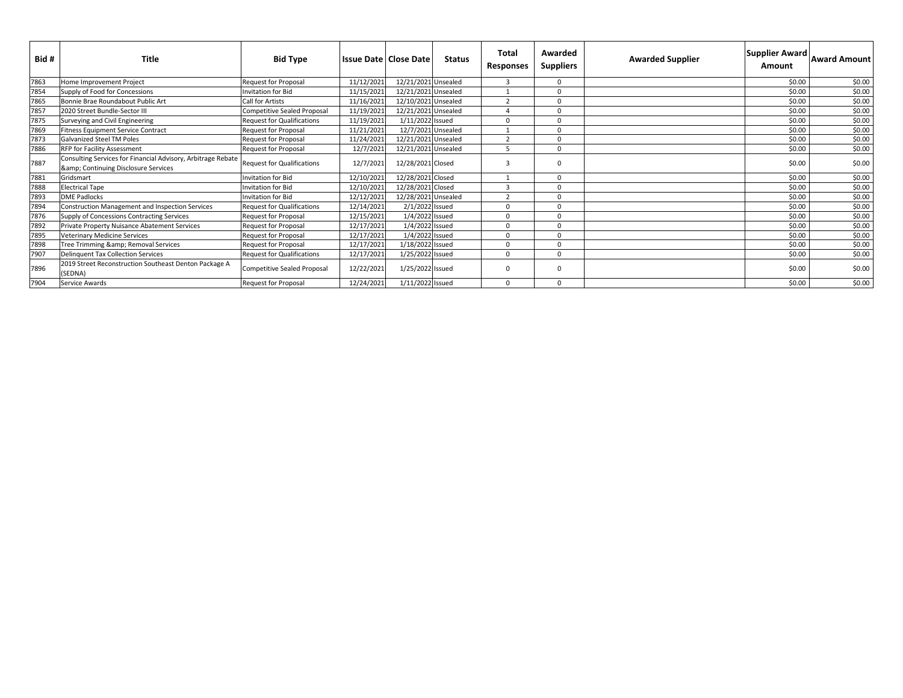| Bid # | Title | Bid Type | Issue Date | Close Date | Status | Total Responses | Awarded Suppliers | Awarded Supplier | Supplier Award Amount | Award Amount |
|---|---|---|---|---|---|---|---|---|---|---|
| 7863 | Home Improvement Project | Request for Proposal | 11/12/2021 | 12/21/2021 | Unsealed | 3 | 0 | | $0.00 | $0.00 |
| 7854 | Supply of Food for Concessions | Invitation for Bid | 11/15/2021 | 12/21/2021 | Unsealed | 1 | 0 | | $0.00 | $0.00 |
| 7865 | Bonnie Brae Roundabout Public Art | Call for Artists | 11/16/2021 | 12/10/2021 | Unsealed | 2 | 0 | | $0.00 | $0.00 |
| 7857 | 2020 Street Bundle-Sector III | Competitive Sealed Proposal | 11/19/2021 | 12/21/2021 | Unsealed | 4 | 0 | | $0.00 | $0.00 |
| 7875 | Surveying and Civil Engineering | Request for Qualifications | 11/19/2021 | 1/11/2022 | Issued | 0 | 0 | | $0.00 | $0.00 |
| 7869 | Fitness Equipment Service Contract | Request for Proposal | 11/21/2021 | 12/7/2021 | Unsealed | 1 | 0 | | $0.00 | $0.00 |
| 7873 | Galvanized Steel TM Poles | Request for Proposal | 11/24/2021 | 12/21/2021 | Unsealed | 2 | 0 | | $0.00 | $0.00 |
| 7886 | RFP for Facility Assessment | Request for Proposal | 12/7/2021 | 12/21/2021 | Unsealed | 5 | 0 | | $0.00 | $0.00 |
| 7887 | Consulting Services for Financial Advisory, Arbitrage Rebate &amp; Continuing Disclosure Services | Request for Qualifications | 12/7/2021 | 12/28/2021 | Closed | 3 | 0 | | $0.00 | $0.00 |
| 7881 | Gridsmart | Invitation for Bid | 12/10/2021 | 12/28/2021 | Closed | 1 | 0 | | $0.00 | $0.00 |
| 7888 | Electrical Tape | Invitation for Bid | 12/10/2021 | 12/28/2021 | Closed | 3 | 0 | | $0.00 | $0.00 |
| 7893 | DME Padlocks | Invitation for Bid | 12/12/2021 | 12/28/2021 | Unsealed | 2 | 0 | | $0.00 | $0.00 |
| 7894 | Construction Management and Inspection Services | Request for Qualifications | 12/14/2021 | 2/1/2022 | Issued | 0 | 0 | | $0.00 | $0.00 |
| 7876 | Supply of Concessions Contracting Services | Request for Proposal | 12/15/2021 | 1/4/2022 | Issued | 0 | 0 | | $0.00 | $0.00 |
| 7892 | Private Property Nuisance Abatement Services | Request for Proposal | 12/17/2021 | 1/4/2022 | Issued | 0 | 0 | | $0.00 | $0.00 |
| 7895 | Veterinary Medicine Services | Request for Proposal | 12/17/2021 | 1/4/2022 | Issued | 0 | 0 | | $0.00 | $0.00 |
| 7898 | Tree Trimming &amp; Removal Services | Request for Proposal | 12/17/2021 | 1/18/2022 | Issued | 0 | 0 | | $0.00 | $0.00 |
| 7907 | Delinquent Tax Collection Services | Request for Qualifications | 12/17/2021 | 1/25/2022 | Issued | 0 | 0 | | $0.00 | $0.00 |
| 7896 | 2019 Street Reconstruction Southeast Denton Package A (SEDNA) | Competitive Sealed Proposal | 12/22/2021 | 1/25/2022 | Issued | 0 | 0 | | $0.00 | $0.00 |
| 7904 | Service Awards | Request for Proposal | 12/24/2021 | 1/11/2022 | Issued | 0 | 0 | | $0.00 | $0.00 |